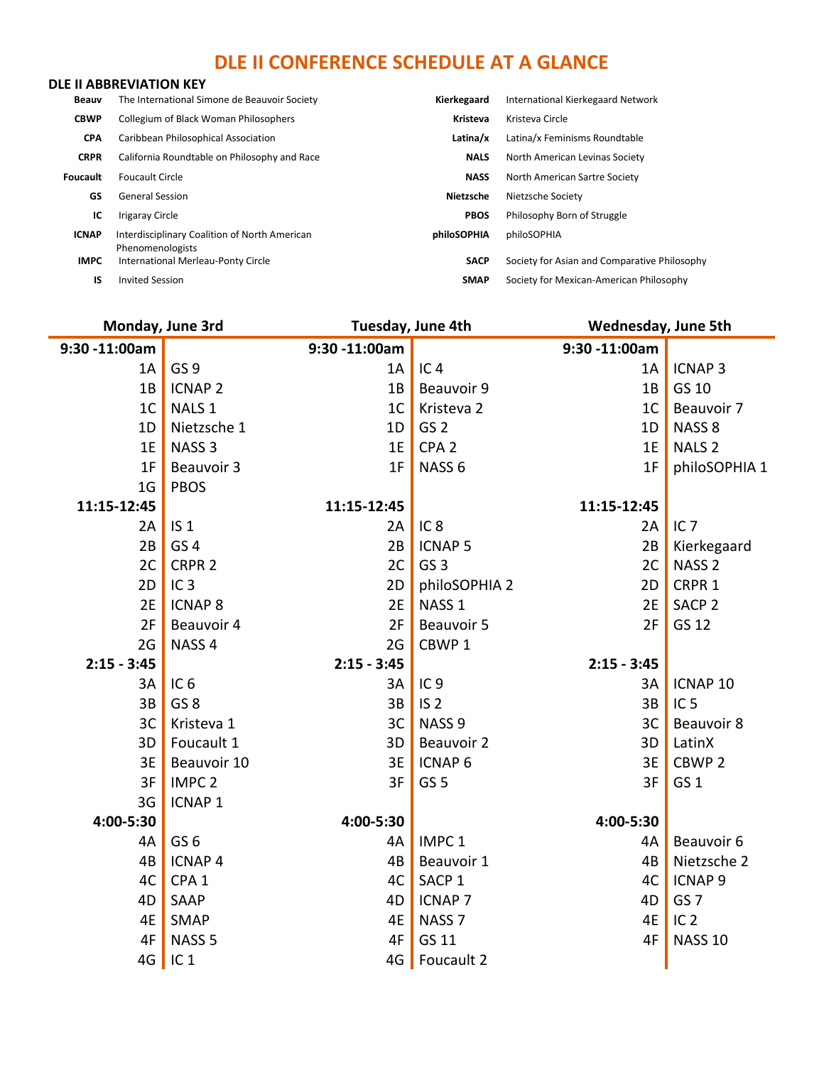# DLE II CONFERENCE SCHEDULE AT A GLANCE

## DLE II ABBREVIATION KEY

| Abbreviation | Organization |
|---|---|
| **Beauv** | The International Simone de Beauvoir Society |
| **CBWP** | Collegium of Black Woman Philosophers |
| **CPA** | Caribbean Philosophical Association |
| **CRPR** | California Roundtable on Philosophy and Race |
| **Foucault** | Foucault Circle |
| **GS** | General Session |
| **IC** | Irigaray Circle |
| **ICNAP** | Interdisciplinary Coalition of North American Phenomenologists |
| **IMPC** | International Merleau-Ponty Circle |
| **IS** | Invited Session |
| **Kierkegaard** | International Kierkegaard Network |
| **Kristeva** | Kristeva Circle |
| **Latina/x** | Latina/x Feminisms Roundtable |
| **NALS** | North American Levinas Society |
| **NASS** | North American Sartre Society |
| **Nietzsche** | Nietzsche Society |
| **PBOS** | Philosophy Born of Struggle |
| **philoSOPHIA** | philoSOPHIA |
| **SACP** | Society for Asian and Comparative Philosophy |
| **SMAP** | Society for Mexican-American Philosophy |

| Monday, June 3rd | | Tuesday, June 4th | | Wednesday, June 5th | |
|---|---|---|---|---|---|
| **9:30 -11:00am** | | **9:30 -11:00am** | | **9:30 -11:00am** | |
| 1A | GS 9 | 1A | IC 4 | 1A | ICNAP 3 |
| 1B | ICNAP 2 | 1B | Beauvoir 9 | 1B | GS 10 |
| 1C | NALS 1 | 1C | Kristeva 2 | 1C | Beauvoir 7 |
| 1D | Nietzsche 1 | 1D | GS 2 | 1D | NASS 8 |
| 1E | NASS 3 | 1E | CPA 2 | 1E | NALS 2 |
| 1F | Beauvoir 3 | 1F | NASS 6 | 1F | philoSOPHIA 1 |
| 1G | PBOS | | | | |
| **11:15-12:45** | | **11:15-12:45** | | **11:15-12:45** | |
| 2A | IS 1 | 2A | IC 8 | 2A | IC 7 |
| 2B | GS 4 | 2B | ICNAP 5 | 2B | Kierkegaard |
| 2C | CRPR 2 | 2C | GS 3 | 2C | NASS 2 |
| 2D | IC 3 | 2D | philoSOPHIA 2 | 2D | CRPR 1 |
| 2E | ICNAP 8 | 2E | NASS 1 | 2E | SACP 2 |
| 2F | Beauvoir 4 | 2F | Beauvoir 5 | 2F | GS 12 |
| 2G | NASS 4 | 2G | CBWP 1 | | |
| **2:15 - 3:45** | | **2:15 - 3:45** | | **2:15 - 3:45** | |
| 3A | IC 6 | 3A | IC 9 | 3A | ICNAP 10 |
| 3B | GS 8 | 3B | IS 2 | 3B | IC 5 |
| 3C | Kristeva 1 | 3C | NASS 9 | 3C | Beauvoir 8 |
| 3D | Foucault 1 | 3D | Beauvoir 2 | 3D | LatinX |
| 3E | Beauvoir 10 | 3E | ICNAP 6 | 3E | CBWP 2 |
| 3F | IMPC 2 | 3F | GS 5 | 3F | GS 1 |
| 3G | ICNAP 1 | | | | |
| **4:00-5:30** | | **4:00-5:30** | | **4:00-5:30** | |
| 4A | GS 6 | 4A | IMPC 1 | 4A | Beauvoir 6 |
| 4B | ICNAP 4 | 4B | Beauvoir 1 | 4B | Nietzsche 2 |
| 4C | CPA 1 | 4C | SACP 1 | 4C | ICNAP 9 |
| 4D | SAAP | 4D | ICNAP 7 | 4D | GS 7 |
| 4E | SMAP | 4E | NASS 7 | 4E | IC 2 |
| 4F | NASS 5 | 4F | GS 11 | 4F | NASS 10 |
| 4G | IC 1 | 4G | Foucault 2 | | |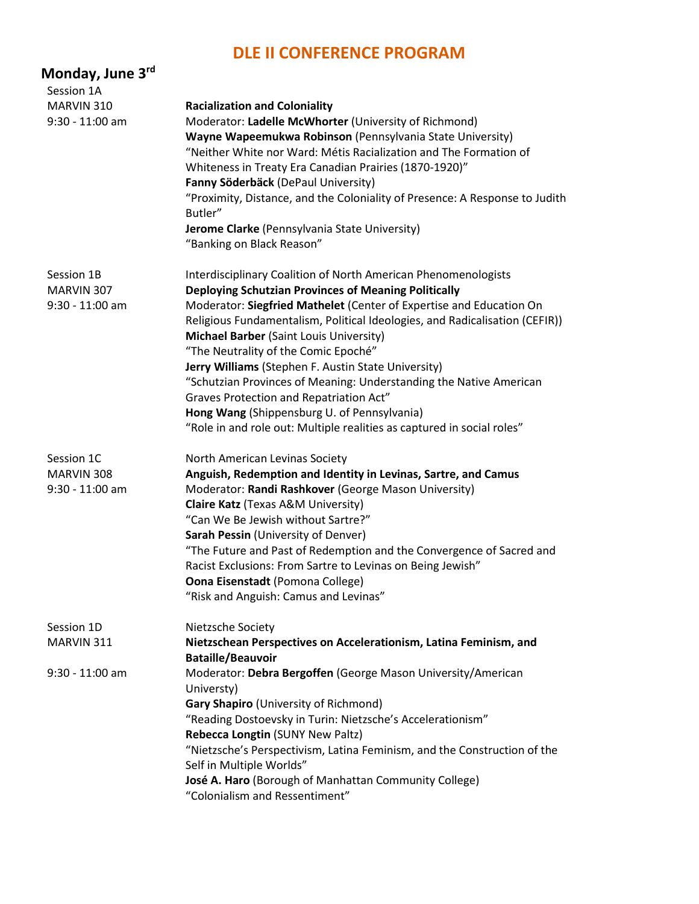# DLE II CONFERENCE PROGRAM

## Monday, June 3rd

Session 1A
MARVIN 310
9:30 - 11:00 am

**Racialization and Coloniality**
Moderator: **Ladelle McWhorter** (University of Richmond)
**Wayne Wapeemukwa Robinson** (Pennsylvania State University)
"Neither White nor Ward: Métis Racialization and The Formation of Whiteness in Treaty Era Canadian Prairies (1870-1920)"
**Fanny Söderbäck** (DePaul University)
"Proximity, Distance, and the Coloniality of Presence: A Response to Judith Butler"
**Jerome Clarke** (Pennsylvania State University)
"Banking on Black Reason"

Session 1B
MARVIN 307
9:30 - 11:00 am

Interdisciplinary Coalition of North American Phenomenologists
**Deploying Schutzian Provinces of Meaning Politically**
Moderator: **Siegfried Mathelet** (Center of Expertise and Education On Religious Fundamentalism, Political Ideologies, and Radicalisation (CEFIR))
**Michael Barber** (Saint Louis University)
"The Neutrality of the Comic Epoché"
**Jerry Williams** (Stephen F. Austin State University)
"Schutzian Provinces of Meaning: Understanding the Native American Graves Protection and Repatriation Act"
**Hong Wang** (Shippensburg U. of Pennsylvania)
"Role in and role out: Multiple realities as captured in social roles"

Session 1C
MARVIN 308
9:30 - 11:00 am

North American Levinas Society
**Anguish, Redemption and Identity in Levinas, Sartre, and Camus**
Moderator: **Randi Rashkover** (George Mason University)
**Claire Katz** (Texas A&M University)
"Can We Be Jewish without Sartre?"
**Sarah Pessin** (University of Denver)
"The Future and Past of Redemption and the Convergence of Sacred and Racist Exclusions: From Sartre to Levinas on Being Jewish"
**Oona Eisenstadt** (Pomona College)
"Risk and Anguish: Camus and Levinas"

Session 1D
MARVIN 311
9:30 - 11:00 am

Nietzsche Society
**Nietzschean Perspectives on Accelerationism, Latina Feminism, and Bataille/Beauvoir**
Moderator: **Debra Bergoffen** (George Mason University/American Universty)
**Gary Shapiro** (University of Richmond)
"Reading Dostoevsky in Turin: Nietzsche's Accelerationism"
**Rebecca Longtin** (SUNY New Paltz)
"Nietzsche's Perspectivism, Latina Feminism, and the Construction of the Self in Multiple Worlds"
**José A. Haro** (Borough of Manhattan Community College)
"Colonialism and Ressentiment"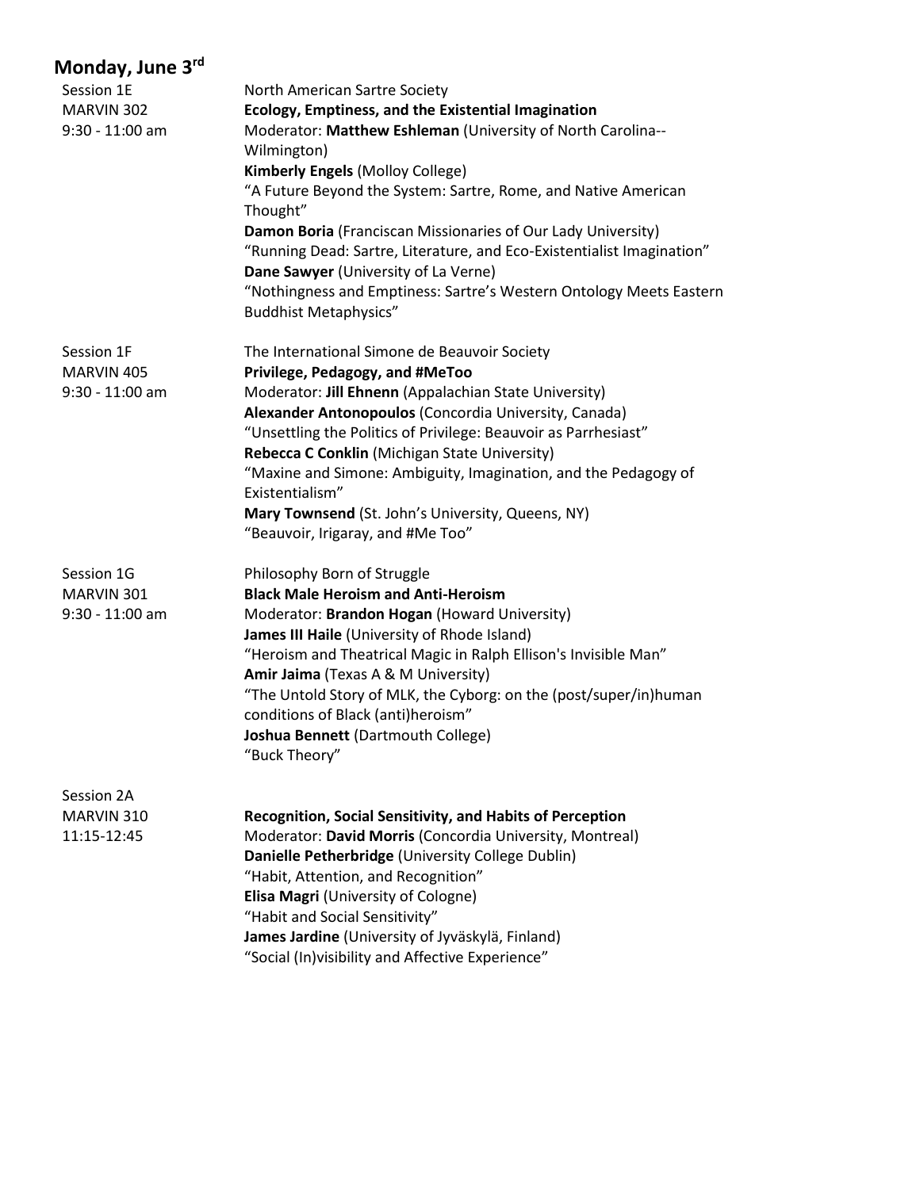## Monday, June 3rd

Session 1E
MARVIN 302
9:30 - 11:00 am

North American Sartre Society
**Ecology, Emptiness, and the Existential Imagination**
Moderator: **Matthew Eshleman** (University of North Carolina--Wilmington)
**Kimberly Engels** (Molloy College)
"A Future Beyond the System: Sartre, Rome, and Native American Thought"
**Damon Boria** (Franciscan Missionaries of Our Lady University)
"Running Dead: Sartre, Literature, and Eco-Existentialist Imagination"
**Dane Sawyer** (University of La Verne)
"Nothingness and Emptiness: Sartre's Western Ontology Meets Eastern Buddhist Metaphysics"

Session 1F
MARVIN 405
9:30 - 11:00 am

The International Simone de Beauvoir Society
**Privilege, Pedagogy, and #MeToo**
Moderator: **Jill Ehnenn** (Appalachian State University)
**Alexander Antonopoulos** (Concordia University, Canada)
"Unsettling the Politics of Privilege: Beauvoir as Parrhesiast"
**Rebecca C Conklin** (Michigan State University)
"Maxine and Simone: Ambiguity, Imagination, and the Pedagogy of Existentialism"
**Mary Townsend** (St. John's University, Queens, NY)
"Beauvoir, Irigaray, and #Me Too"

Session 1G
MARVIN 301
9:30 - 11:00 am

Philosophy Born of Struggle
**Black Male Heroism and Anti-Heroism**
Moderator: **Brandon Hogan** (Howard University)
**James III Haile** (University of Rhode Island)
"Heroism and Theatrical Magic in Ralph Ellison's Invisible Man"
**Amir Jaima** (Texas A & M University)
"The Untold Story of MLK, the Cyborg: on the (post/super/in)human conditions of Black (anti)heroism"
**Joshua Bennett** (Dartmouth College)
"Buck Theory"

Session 2A
MARVIN 310
11:15-12:45

**Recognition, Social Sensitivity, and Habits of Perception**
Moderator: **David Morris** (Concordia University, Montreal)
**Danielle Petherbridge** (University College Dublin)
"Habit, Attention, and Recognition"
**Elisa Magri** (University of Cologne)
"Habit and Social Sensitivity"
**James Jardine** (University of Jyväskylä, Finland)
"Social (In)visibility and Affective Experience"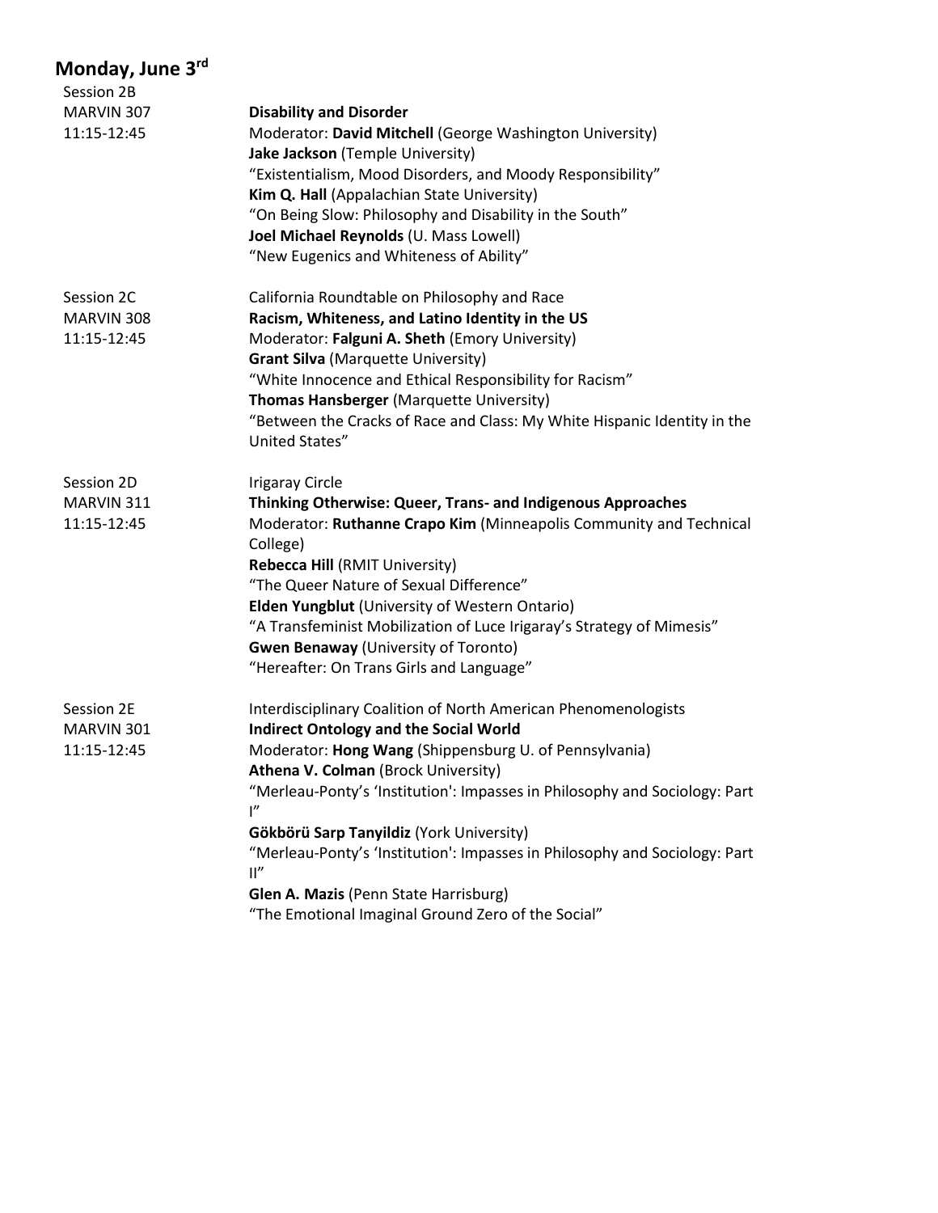## Monday, June 3rd

Session 2B
MARVIN 307
11:15-12:45

**Disability and Disorder**
Moderator: **David Mitchell** (George Washington University)
**Jake Jackson** (Temple University)
"Existentialism, Mood Disorders, and Moody Responsibility"
**Kim Q. Hall** (Appalachian State University)
"On Being Slow: Philosophy and Disability in the South"
**Joel Michael Reynolds** (U. Mass Lowell)
"New Eugenics and Whiteness of Ability"

Session 2C
MARVIN 308
11:15-12:45

California Roundtable on Philosophy and Race
**Racism, Whiteness, and Latino Identity in the US**
Moderator: **Falguni A. Sheth** (Emory University)
**Grant Silva** (Marquette University)
"White Innocence and Ethical Responsibility for Racism"
**Thomas Hansberger** (Marquette University)
"Between the Cracks of Race and Class: My White Hispanic Identity in the United States"

Session 2D
MARVIN 311
11:15-12:45

Irigaray Circle
**Thinking Otherwise: Queer, Trans- and Indigenous Approaches**
Moderator: **Ruthanne Crapo Kim** (Minneapolis Community and Technical College)
**Rebecca Hill** (RMIT University)
"The Queer Nature of Sexual Difference"
**Elden Yungblut** (University of Western Ontario)
"A Transfeminist Mobilization of Luce Irigaray's Strategy of Mimesis"
**Gwen Benaway** (University of Toronto)
"Hereafter: On Trans Girls and Language"

Session 2E
MARVIN 301
11:15-12:45

Interdisciplinary Coalition of North American Phenomenologists
**Indirect Ontology and the Social World**
Moderator: **Hong Wang** (Shippensburg U. of Pennsylvania)
**Athena V. Colman** (Brock University)
"Merleau-Ponty's 'Institution': Impasses in Philosophy and Sociology: Part I"
**Gökbörü Sarp Tanyildiz** (York University)
"Merleau-Ponty's 'Institution': Impasses in Philosophy and Sociology: Part II"
**Glen A. Mazis** (Penn State Harrisburg)
"The Emotional Imaginal Ground Zero of the Social"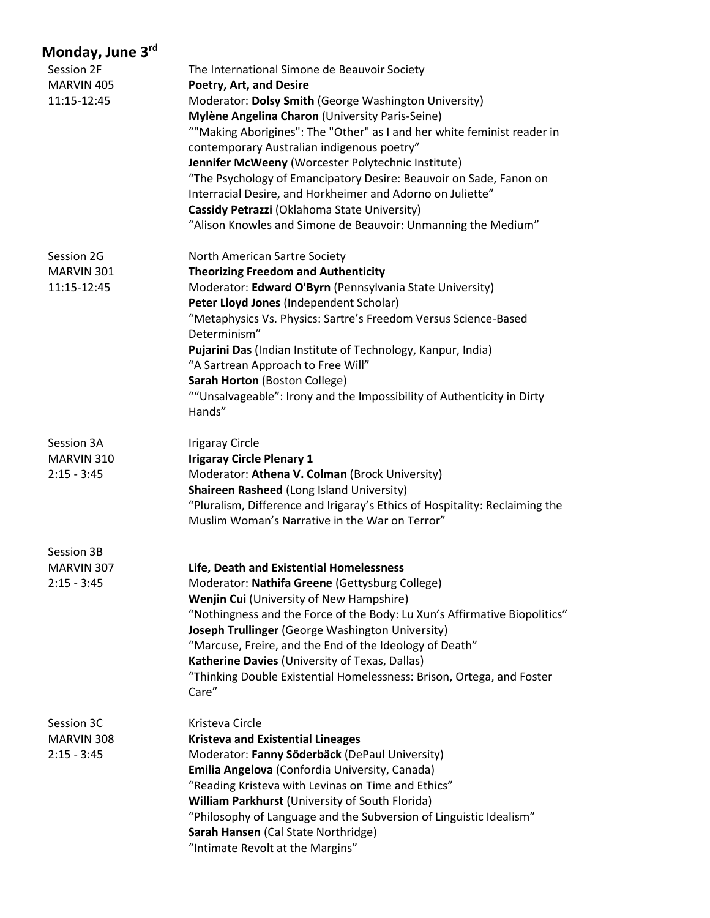## Monday, June 3rd

Session 2F
MARVIN 405
11:15-12:45

The International Simone de Beauvoir Society
**Poetry, Art, and Desire**
Moderator: **Dolsy Smith** (George Washington University)
**Mylène Angelina Charon** (University Paris-Seine)
""Making Aborigines": The "Other" as I and her white feminist reader in contemporary Australian indigenous poetry"
**Jennifer McWeeny** (Worcester Polytechnic Institute)
"The Psychology of Emancipatory Desire: Beauvoir on Sade, Fanon on Interracial Desire, and Horkheimer and Adorno on Juliette"
**Cassidy Petrazzi** (Oklahoma State University)
"Alison Knowles and Simone de Beauvoir: Unmanning the Medium"

Session 2G
MARVIN 301
11:15-12:45

North American Sartre Society
**Theorizing Freedom and Authenticity**
Moderator: **Edward O'Byrn** (Pennsylvania State University)
**Peter Lloyd Jones** (Independent Scholar)
"Metaphysics Vs. Physics: Sartre's Freedom Versus Science-Based Determinism"
**Pujarini Das** (Indian Institute of Technology, Kanpur, India)
"A Sartrean Approach to Free Will"
**Sarah Horton** (Boston College)
""Unsalvageable": Irony and the Impossibility of Authenticity in Dirty Hands"

Session 3A
MARVIN 310
2:15 - 3:45

Irigaray Circle
**Irigaray Circle Plenary 1**
Moderator: **Athena V. Colman** (Brock University)
**Shaireen Rasheed** (Long Island University)
"Pluralism, Difference and Irigaray's Ethics of Hospitality: Reclaiming the Muslim Woman's Narrative in the War on Terror"

Session 3B
MARVIN 307
2:15 - 3:45

**Life, Death and Existential Homelessness**
Moderator: **Nathifa Greene** (Gettysburg College)
**Wenjin Cui** (University of New Hampshire)
"Nothingness and the Force of the Body: Lu Xun's Affirmative Biopolitics"
**Joseph Trullinger** (George Washington University)
"Marcuse, Freire, and the End of the Ideology of Death"
**Katherine Davies** (University of Texas, Dallas)
"Thinking Double Existential Homelessness: Brison, Ortega, and Foster Care"

Session 3C
MARVIN 308
2:15 - 3:45

Kristeva Circle
**Kristeva and Existential Lineages**
Moderator: **Fanny Söderbäck** (DePaul University)
**Emilia Angelova** (Confordia University, Canada)
"Reading Kristeva with Levinas on Time and Ethics"
**William Parkhurst** (University of South Florida)
"Philosophy of Language and the Subversion of Linguistic Idealism"
**Sarah Hansen** (Cal State Northridge)
"Intimate Revolt at the Margins"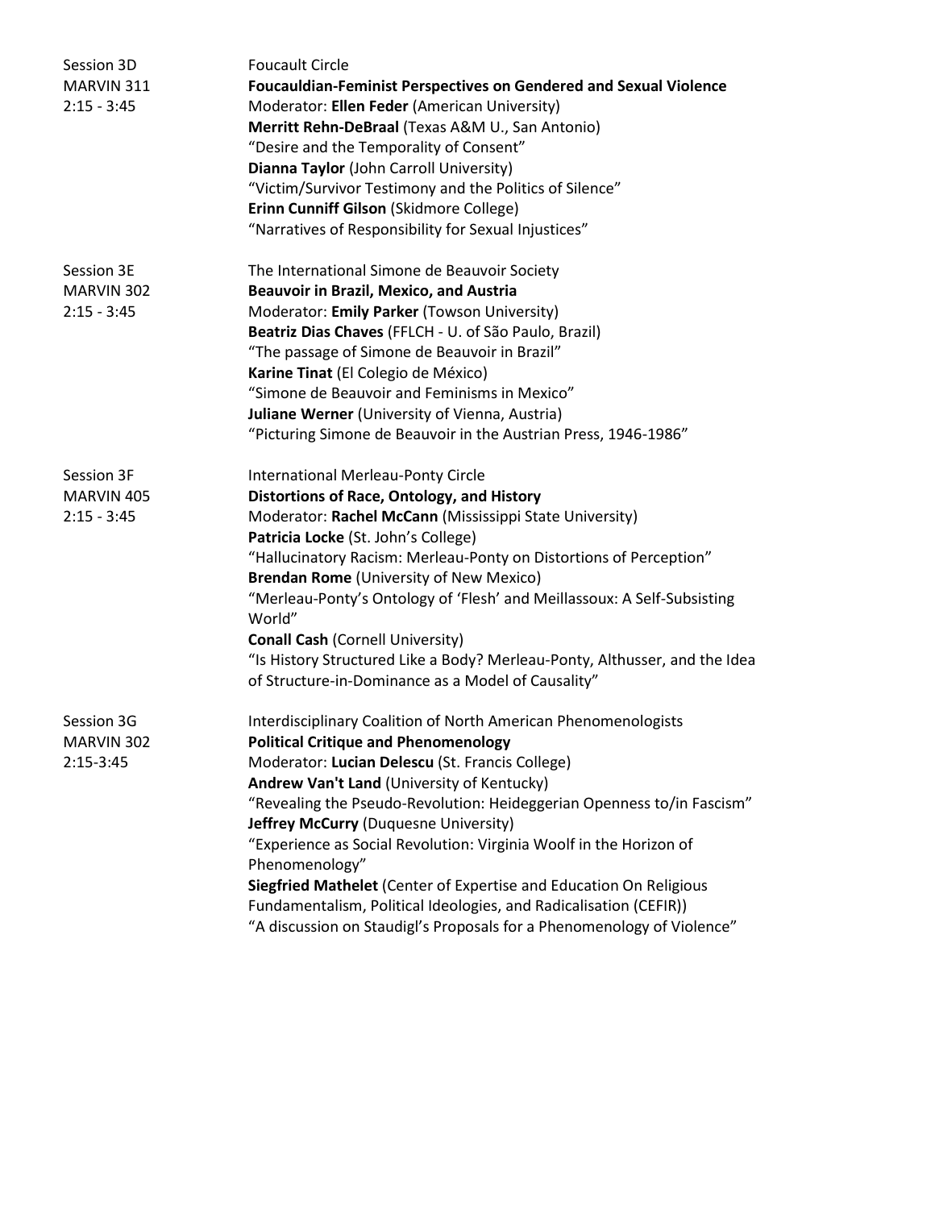Session 3D
MARVIN 311
2:15 - 3:45

Foucault Circle
**Foucauldian-Feminist Perspectives on Gendered and Sexual Violence**
Moderator: **Ellen Feder** (American University)
**Merritt Rehn-DeBraal** (Texas A&M U., San Antonio)
"Desire and the Temporality of Consent"
**Dianna Taylor** (John Carroll University)
"Victim/Survivor Testimony and the Politics of Silence"
**Erinn Cunniff Gilson** (Skidmore College)
"Narratives of Responsibility for Sexual Injustices"

Session 3E
MARVIN 302
2:15 - 3:45

The International Simone de Beauvoir Society
**Beauvoir in Brazil, Mexico, and Austria**
Moderator: **Emily Parker** (Towson University)
**Beatriz Dias Chaves** (FFLCH - U. of São Paulo, Brazil)
"The passage of Simone de Beauvoir in Brazil"
**Karine Tinat** (El Colegio de México)
"Simone de Beauvoir and Feminisms in Mexico"
**Juliane Werner** (University of Vienna, Austria)
"Picturing Simone de Beauvoir in the Austrian Press, 1946-1986"

Session 3F
MARVIN 405
2:15 - 3:45

International Merleau-Ponty Circle
**Distortions of Race, Ontology, and History**
Moderator: **Rachel McCann** (Mississippi State University)
**Patricia Locke** (St. John's College)
"Hallucinatory Racism: Merleau-Ponty on Distortions of Perception"
**Brendan Rome** (University of New Mexico)
"Merleau-Ponty's Ontology of 'Flesh' and Meillassoux: A Self-Subsisting World"
**Conall Cash** (Cornell University)
"Is History Structured Like a Body? Merleau-Ponty, Althusser, and the Idea of Structure-in-Dominance as a Model of Causality"

Session 3G
MARVIN 302
2:15-3:45

Interdisciplinary Coalition of North American Phenomenologists
**Political Critique and Phenomenology**
Moderator: **Lucian Delescu** (St. Francis College)
**Andrew Van't Land** (University of Kentucky)
"Revealing the Pseudo-Revolution: Heideggerian Openness to/in Fascism"
**Jeffrey McCurry** (Duquesne University)
"Experience as Social Revolution: Virginia Woolf in the Horizon of Phenomenology"
**Siegfried Mathelet** (Center of Expertise and Education On Religious Fundamentalism, Political Ideologies, and Radicalisation (CEFIR))
"A discussion on Staudigl's Proposals for a Phenomenology of Violence"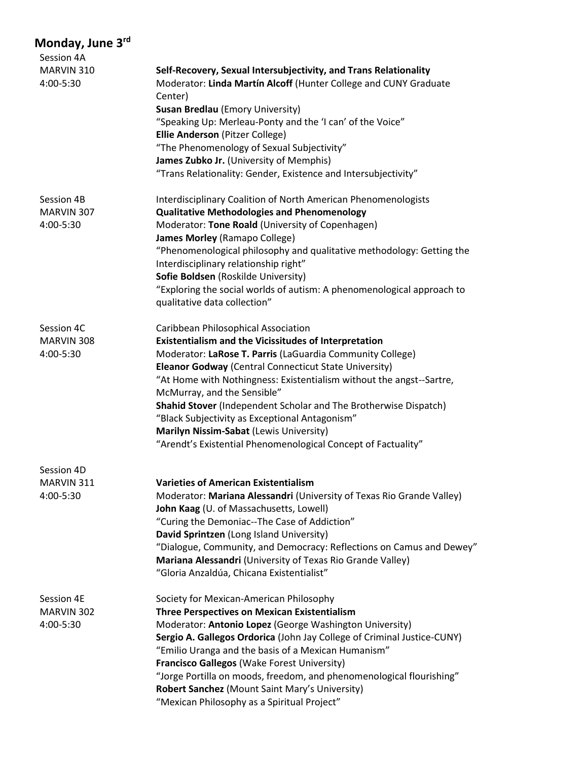## Monday, June 3rd

Session 4A
MARVIN 310
4:00-5:30

**Self-Recovery, Sexual Intersubjectivity, and Trans Relationality**
Moderator: **Linda Martín Alcoff** (Hunter College and CUNY Graduate Center)
**Susan Bredlau** (Emory University)
"Speaking Up: Merleau-Ponty and the 'I can' of the Voice"
**Ellie Anderson** (Pitzer College)
"The Phenomenology of Sexual Subjectivity"
**James Zubko Jr.** (University of Memphis)
"Trans Relationality: Gender, Existence and Intersubjectivity"

Session 4B
MARVIN 307
4:00-5:30

Interdisciplinary Coalition of North American Phenomenologists
**Qualitative Methodologies and Phenomenology**
Moderator: **Tone Roald** (University of Copenhagen)
**James Morley** (Ramapo College)
"Phenomenological philosophy and qualitative methodology: Getting the Interdisciplinary relationship right"
**Sofie Boldsen** (Roskilde University)
"Exploring the social worlds of autism: A phenomenological approach to qualitative data collection"

Session 4C
MARVIN 308
4:00-5:30

Caribbean Philosophical Association
**Existentialism and the Vicissitudes of Interpretation**
Moderator: **LaRose T. Parris** (LaGuardia Community College)
**Eleanor Godway** (Central Connecticut State University)
"At Home with Nothingness: Existentialism without the angst--Sartre, McMurray, and the Sensible"
**Shahid Stover** (Independent Scholar and The Brotherwise Dispatch)
"Black Subjectivity as Exceptional Antagonism"
**Marilyn Nissim-Sabat** (Lewis University)
"Arendt's Existential Phenomenological Concept of Factuality"

Session 4D
MARVIN 311
4:00-5:30

**Varieties of American Existentialism**
Moderator: **Mariana Alessandri** (University of Texas Rio Grande Valley)
**John Kaag** (U. of Massachusetts, Lowell)
"Curing the Demoniac--The Case of Addiction"
**David Sprintzen** (Long Island University)
"Dialogue, Community, and Democracy: Reflections on Camus and Dewey"
**Mariana Alessandri** (University of Texas Rio Grande Valley)
"Gloria Anzaldúa, Chicana Existentialist"

Session 4E
MARVIN 302
4:00-5:30

Society for Mexican-American Philosophy
**Three Perspectives on Mexican Existentialism**
Moderator: **Antonio Lopez** (George Washington University)
**Sergio A. Gallegos Ordorica** (John Jay College of Criminal Justice-CUNY)
"Emilio Uranga and the basis of a Mexican Humanism"
**Francisco Gallegos** (Wake Forest University)
"Jorge Portilla on moods, freedom, and phenomenological flourishing"
**Robert Sanchez** (Mount Saint Mary's University)
"Mexican Philosophy as a Spiritual Project"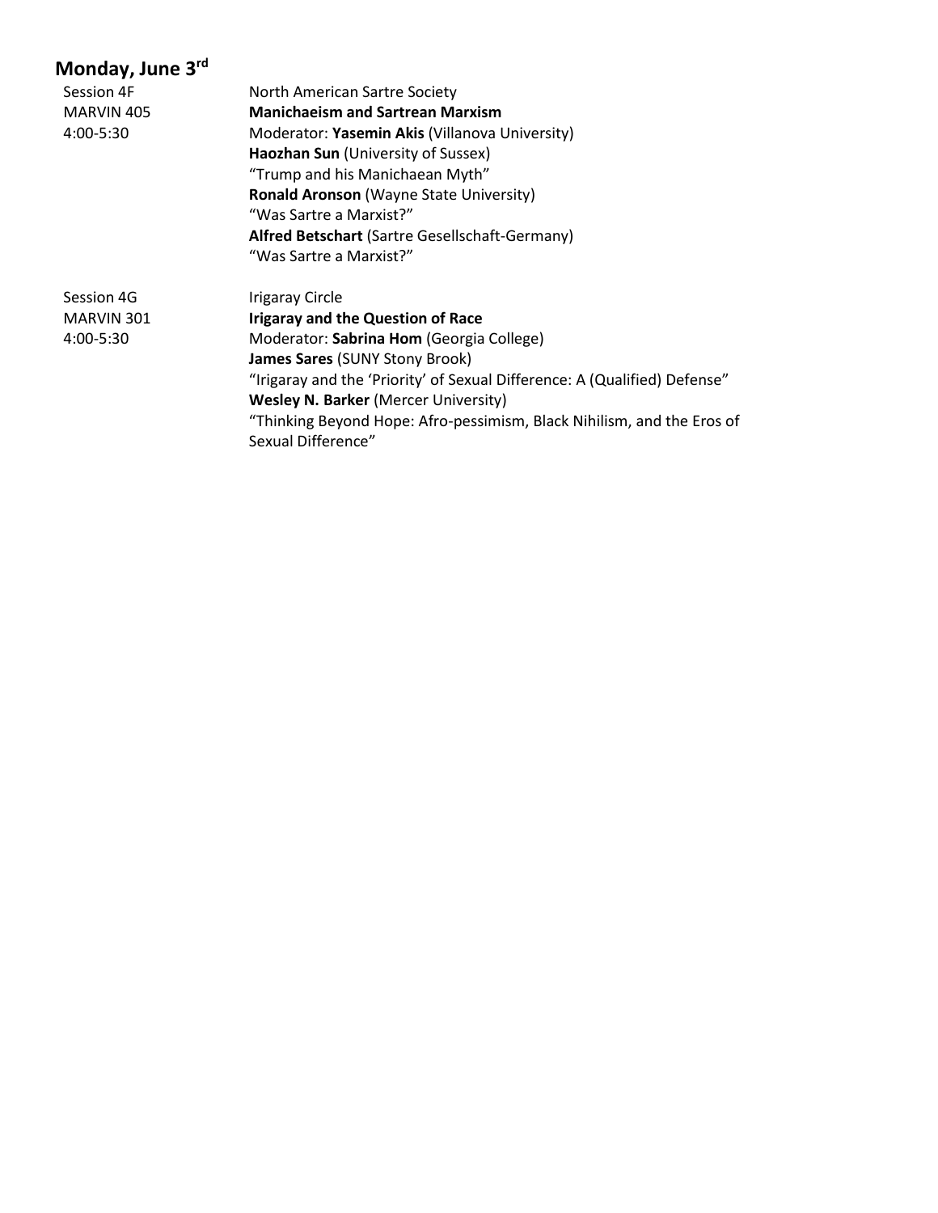## Monday, June 3rd

Session 4F
MARVIN 405
4:00-5:30

North American Sartre Society
**Manichaeism and Sartrean Marxism**
Moderator: **Yasemin Akis** (Villanova University)
**Haozhan Sun** (University of Sussex)
"Trump and his Manichaean Myth"
**Ronald Aronson** (Wayne State University)
"Was Sartre a Marxist?"
**Alfred Betschart** (Sartre Gesellschaft-Germany)
"Was Sartre a Marxist?"

Session 4G
MARVIN 301
4:00-5:30

Irigaray Circle
**Irigaray and the Question of Race**
Moderator: **Sabrina Hom** (Georgia College)
**James Sares** (SUNY Stony Brook)
"Irigaray and the 'Priority' of Sexual Difference: A (Qualified) Defense"
**Wesley N. Barker** (Mercer University)
"Thinking Beyond Hope: Afro-pessimism, Black Nihilism, and the Eros of Sexual Difference"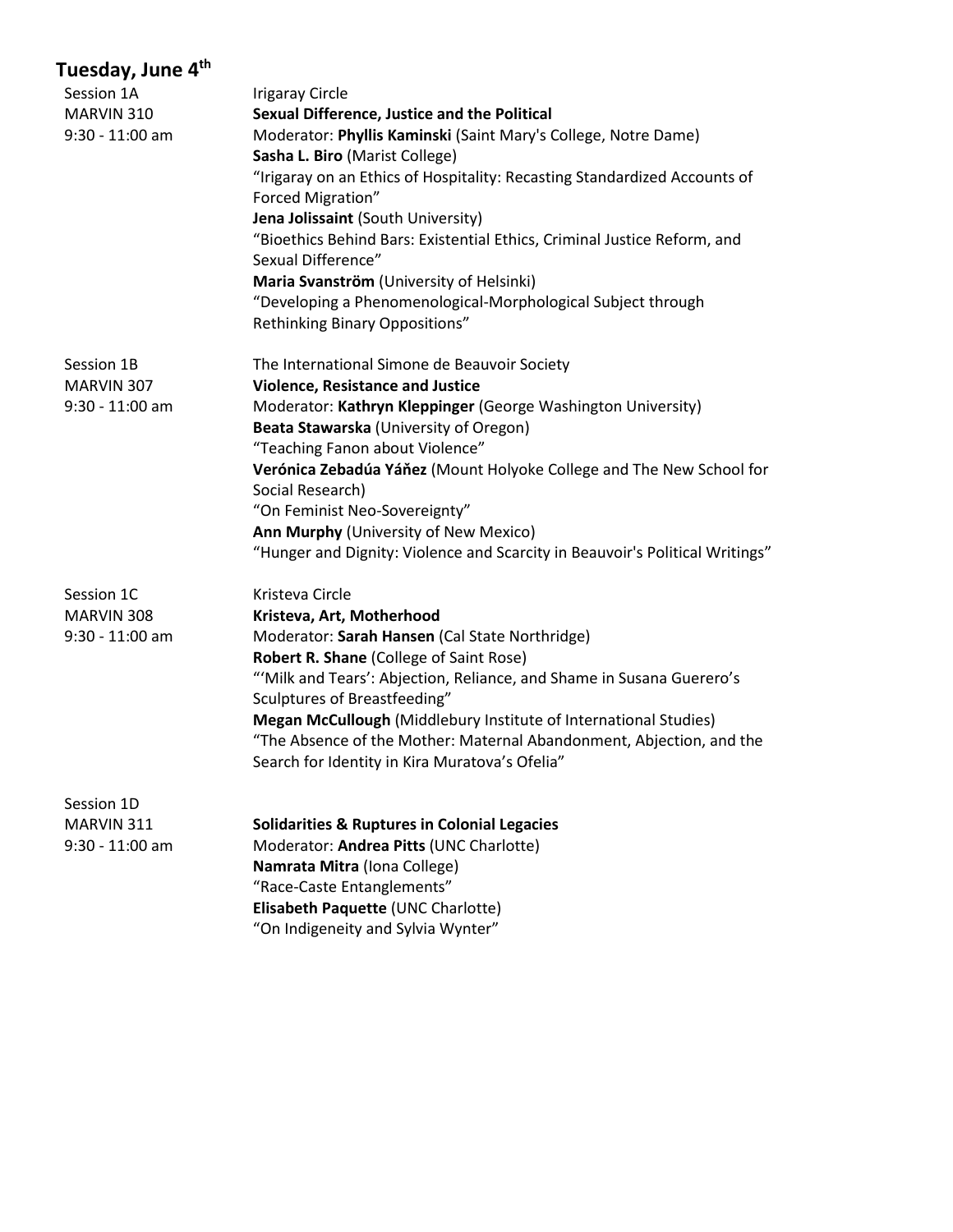## Tuesday, June 4th

Session 1A
MARVIN 310
9:30 - 11:00 am

Irigaray Circle
**Sexual Difference, Justice and the Political**
Moderator: **Phyllis Kaminski** (Saint Mary's College, Notre Dame)
**Sasha L. Biro** (Marist College)
"Irigaray on an Ethics of Hospitality: Recasting Standardized Accounts of Forced Migration"
**Jena Jolissaint** (South University)
"Bioethics Behind Bars: Existential Ethics, Criminal Justice Reform, and Sexual Difference"
**Maria Svanström** (University of Helsinki)
"Developing a Phenomenological-Morphological Subject through Rethinking Binary Oppositions"

Session 1B
MARVIN 307
9:30 - 11:00 am

The International Simone de Beauvoir Society
**Violence, Resistance and Justice**
Moderator: **Kathryn Kleppinger** (George Washington University)
**Beata Stawarska** (University of Oregon)
"Teaching Fanon about Violence"
**Verónica Zebadúa Yáñez** (Mount Holyoke College and The New School for Social Research)
"On Feminist Neo-Sovereignty"
**Ann Murphy** (University of New Mexico)
"Hunger and Dignity: Violence and Scarcity in Beauvoir's Political Writings"

Session 1C
MARVIN 308
9:30 - 11:00 am

Kristeva Circle
**Kristeva, Art, Motherhood**
Moderator: **Sarah Hansen** (Cal State Northridge)
**Robert R. Shane** (College of Saint Rose)
"'Milk and Tears': Abjection, Reliance, and Shame in Susana Guerero's Sculptures of Breastfeeding"
**Megan McCullough** (Middlebury Institute of International Studies)
"The Absence of the Mother: Maternal Abandonment, Abjection, and the Search for Identity in Kira Muratova's Ofelia"

Session 1D
MARVIN 311
9:30 - 11:00 am

**Solidarities & Ruptures in Colonial Legacies**
Moderator: **Andrea Pitts** (UNC Charlotte)
**Namrata Mitra** (Iona College)
"Race-Caste Entanglements"
**Elisabeth Paquette** (UNC Charlotte)
"On Indigeneity and Sylvia Wynter"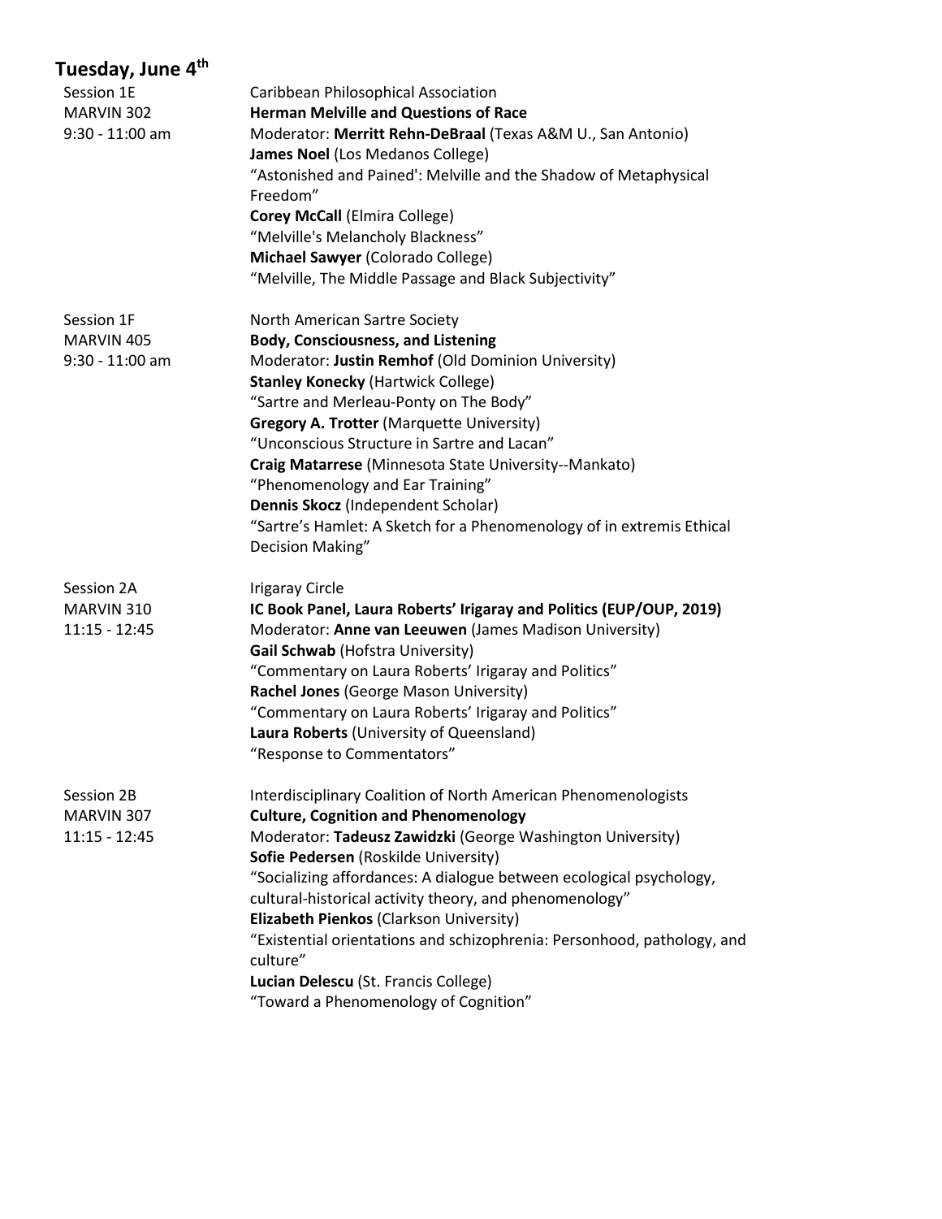## Tuesday, June 4th

**Session 1E**
MARVIN 302
9:30 - 11:00 am

Caribbean Philosophical Association
**Herman Melville and Questions of Race**
Moderator: **Merritt Rehn-DeBraal** (Texas A&M U., San Antonio)
**James Noel** (Los Medanos College)
"Astonished and Pained': Melville and the Shadow of Metaphysical Freedom"
**Corey McCall** (Elmira College)
"Melville's Melancholy Blackness"
**Michael Sawyer** (Colorado College)
"Melville, The Middle Passage and Black Subjectivity"

**Session 1F**
MARVIN 405
9:30 - 11:00 am

North American Sartre Society
**Body, Consciousness, and Listening**
Moderator: **Justin Remhof** (Old Dominion University)
**Stanley Konecky** (Hartwick College)
"Sartre and Merleau-Ponty on The Body"
**Gregory A. Trotter** (Marquette University)
"Unconscious Structure in Sartre and Lacan"
**Craig Matarrese** (Minnesota State University--Mankato)
"Phenomenology and Ear Training"
**Dennis Skocz** (Independent Scholar)
"Sartre's Hamlet: A Sketch for a Phenomenology of in extremis Ethical Decision Making"

**Session 2A**
MARVIN 310
11:15 - 12:45

Irigaray Circle
**IC Book Panel, Laura Roberts' Irigaray and Politics (EUP/OUP, 2019)**
Moderator: **Anne van Leeuwen** (James Madison University)
**Gail Schwab** (Hofstra University)
"Commentary on Laura Roberts' Irigaray and Politics"
**Rachel Jones** (George Mason University)
"Commentary on Laura Roberts' Irigaray and Politics"
**Laura Roberts** (University of Queensland)
"Response to Commentators"

**Session 2B**
MARVIN 307
11:15 - 12:45

Interdisciplinary Coalition of North American Phenomenologists
**Culture, Cognition and Phenomenology**
Moderator: **Tadeusz Zawidzki** (George Washington University)
**Sofie Pedersen** (Roskilde University)
"Socializing affordances: A dialogue between ecological psychology, cultural-historical activity theory, and phenomenology"
**Elizabeth Pienkos** (Clarkson University)
"Existential orientations and schizophrenia: Personhood, pathology, and culture"
**Lucian Delescu** (St. Francis College)
"Toward a Phenomenology of Cognition"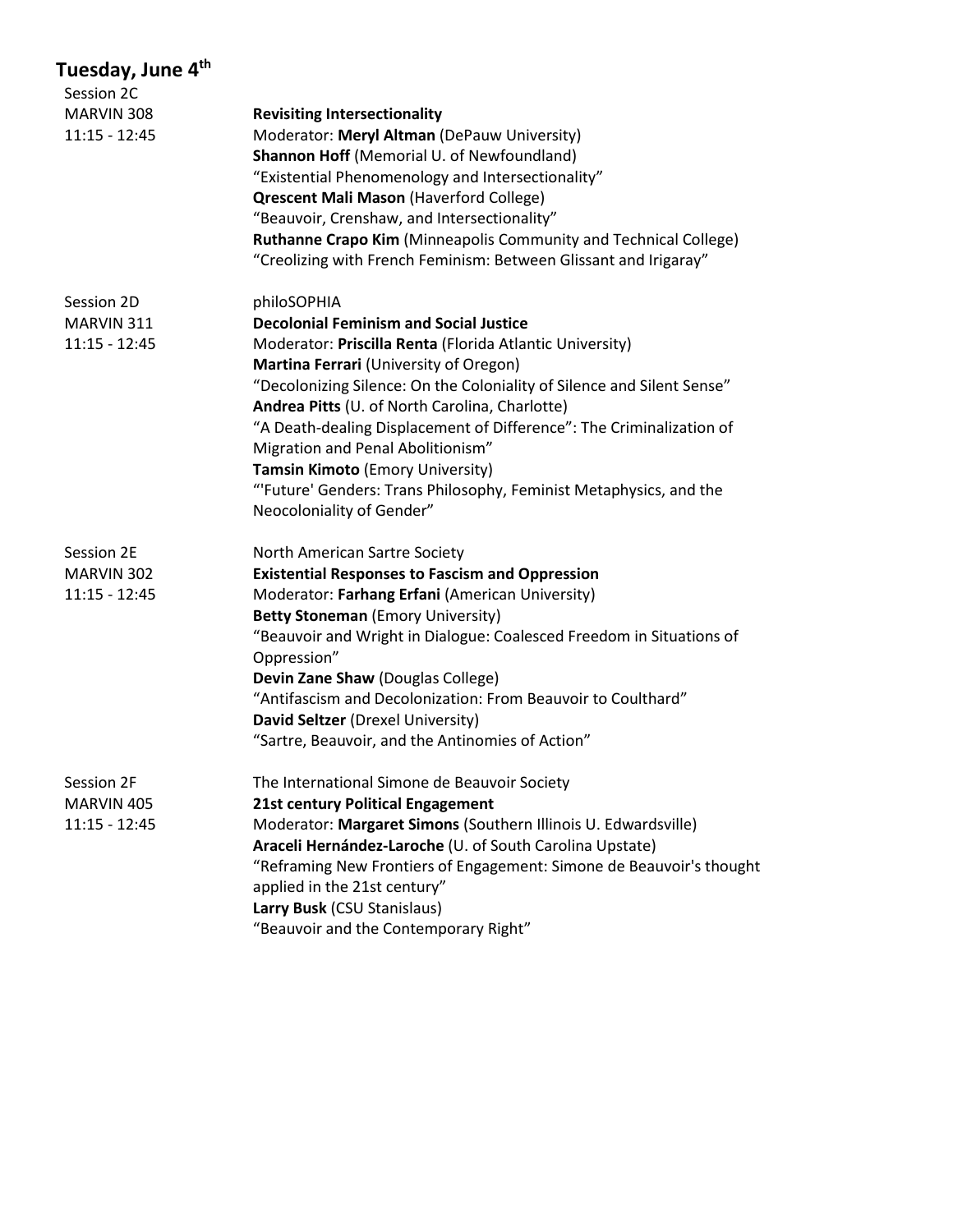## Tuesday, June 4th

Session 2C
MARVIN 308
11:15 - 12:45

**Revisiting Intersectionality**
Moderator: **Meryl Altman** (DePauw University)
**Shannon Hoff** (Memorial U. of Newfoundland)
"Existential Phenomenology and Intersectionality"
**Qrescent Mali Mason** (Haverford College)
"Beauvoir, Crenshaw, and Intersectionality"
**Ruthanne Crapo Kim** (Minneapolis Community and Technical College)
"Creolizing with French Feminism: Between Glissant and Irigaray"

Session 2D
MARVIN 311
11:15 - 12:45

philoSOPHIA
**Decolonial Feminism and Social Justice**
Moderator: **Priscilla Renta** (Florida Atlantic University)
**Martina Ferrari** (University of Oregon)
"Decolonizing Silence: On the Coloniality of Silence and Silent Sense"
**Andrea Pitts** (U. of North Carolina, Charlotte)
"A Death-dealing Displacement of Difference": The Criminalization of Migration and Penal Abolitionism"
**Tamsin Kimoto** (Emory University)
"'Future' Genders: Trans Philosophy, Feminist Metaphysics, and the Neocoloniality of Gender"

Session 2E
MARVIN 302
11:15 - 12:45

North American Sartre Society
**Existential Responses to Fascism and Oppression**
Moderator: **Farhang Erfani** (American University)
**Betty Stoneman** (Emory University)
"Beauvoir and Wright in Dialogue: Coalesced Freedom in Situations of Oppression"
**Devin Zane Shaw** (Douglas College)
"Antifascism and Decolonization: From Beauvoir to Coulthard"
**David Seltzer** (Drexel University)
"Sartre, Beauvoir, and the Antinomies of Action"

Session 2F
MARVIN 405
11:15 - 12:45

The International Simone de Beauvoir Society
**21st century Political Engagement**
Moderator: **Margaret Simons** (Southern Illinois U. Edwardsville)
**Araceli Hernández-Laroche** (U. of South Carolina Upstate)
"Reframing New Frontiers of Engagement: Simone de Beauvoir's thought applied in the 21st century"
**Larry Busk** (CSU Stanislaus)
"Beauvoir and the Contemporary Right"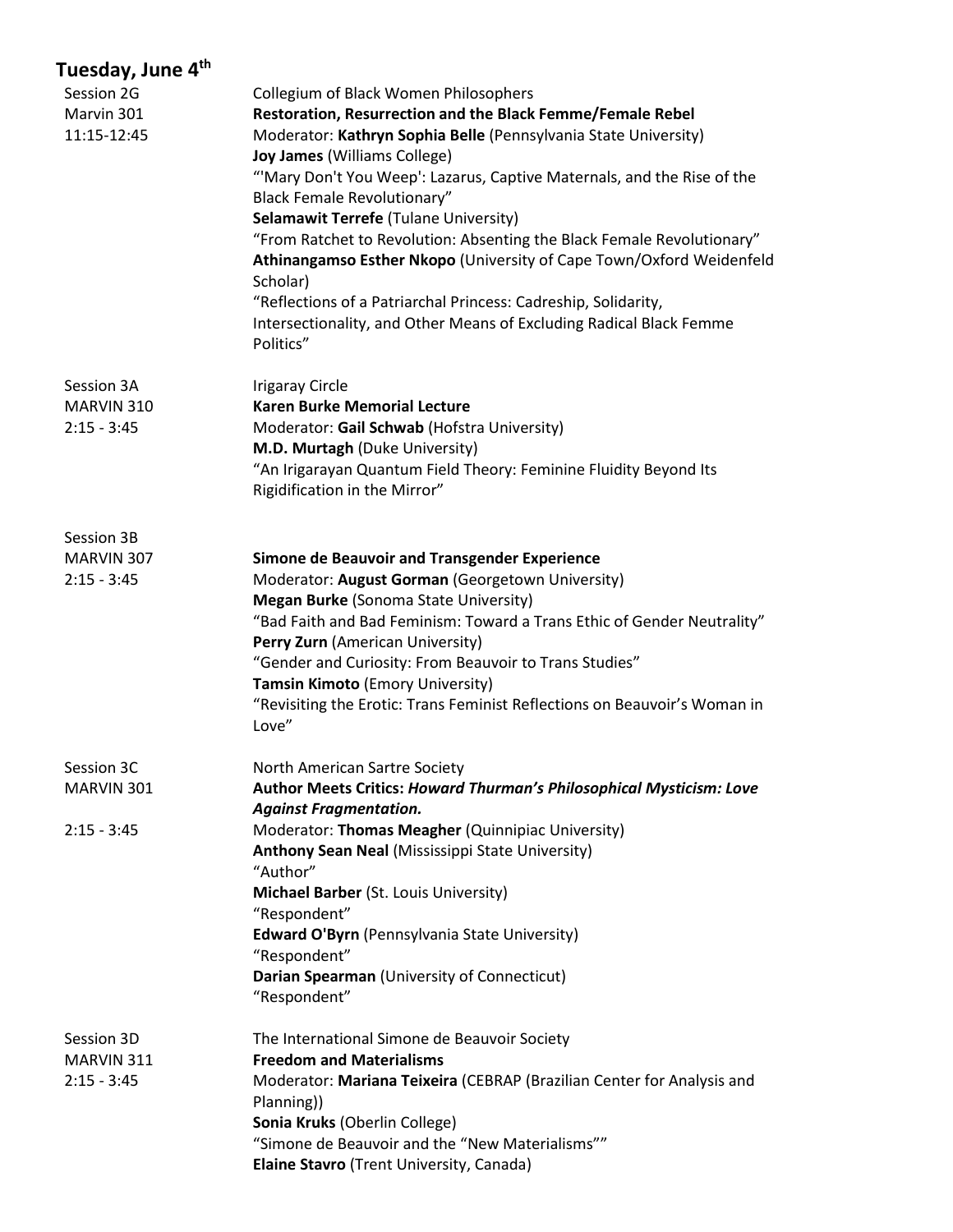## Tuesday, June 4th

**Session 2G**
Marvin 301
11:15-12:45

Collegium of Black Women Philosophers
**Restoration, Resurrection and the Black Femme/Female Rebel**
Moderator: **Kathryn Sophia Belle** (Pennsylvania State University)
**Joy James** (Williams College)
"'Mary Don't You Weep': Lazarus, Captive Maternals, and the Rise of the Black Female Revolutionary"
**Selamawit Terrefe** (Tulane University)
"From Ratchet to Revolution: Absenting the Black Female Revolutionary"
**Athinangamso Esther Nkopo** (University of Cape Town/Oxford Weidenfeld Scholar)
"Reflections of a Patriarchal Princess: Cadreship, Solidarity, Intersectionality, and Other Means of Excluding Radical Black Femme Politics"

**Session 3A**
MARVIN 310
2:15 - 3:45

Irigaray Circle
**Karen Burke Memorial Lecture**
Moderator: **Gail Schwab** (Hofstra University)
**M.D. Murtagh** (Duke University)
"An Irigarayan Quantum Field Theory: Feminine Fluidity Beyond Its Rigidification in the Mirror"

**Session 3B**
MARVIN 307
2:15 - 3:45

**Simone de Beauvoir and Transgender Experience**
Moderator: **August Gorman** (Georgetown University)
**Megan Burke** (Sonoma State University)
"Bad Faith and Bad Feminism: Toward a Trans Ethic of Gender Neutrality"
**Perry Zurn** (American University)
"Gender and Curiosity: From Beauvoir to Trans Studies"
**Tamsin Kimoto** (Emory University)
"Revisiting the Erotic: Trans Feminist Reflections on Beauvoir's Woman in Love"

**Session 3C**
MARVIN 301
2:15 - 3:45

North American Sartre Society
**Author Meets Critics: *Howard Thurman's Philosophical Mysticism: Love Against Fragmentation.***
Moderator: **Thomas Meagher** (Quinnipiac University)
**Anthony Sean Neal** (Mississippi State University)
"Author"
**Michael Barber** (St. Louis University)
"Respondent"
**Edward O'Byrn** (Pennsylvania State University)
"Respondent"
**Darian Spearman** (University of Connecticut)
"Respondent"

**Session 3D**
MARVIN 311
2:15 - 3:45

The International Simone de Beauvoir Society
**Freedom and Materialisms**
Moderator: **Mariana Teixeira** (CEBRAP (Brazilian Center for Analysis and Planning))
**Sonia Kruks** (Oberlin College)
"Simone de Beauvoir and the "New Materialisms""
**Elaine Stavro** (Trent University, Canada)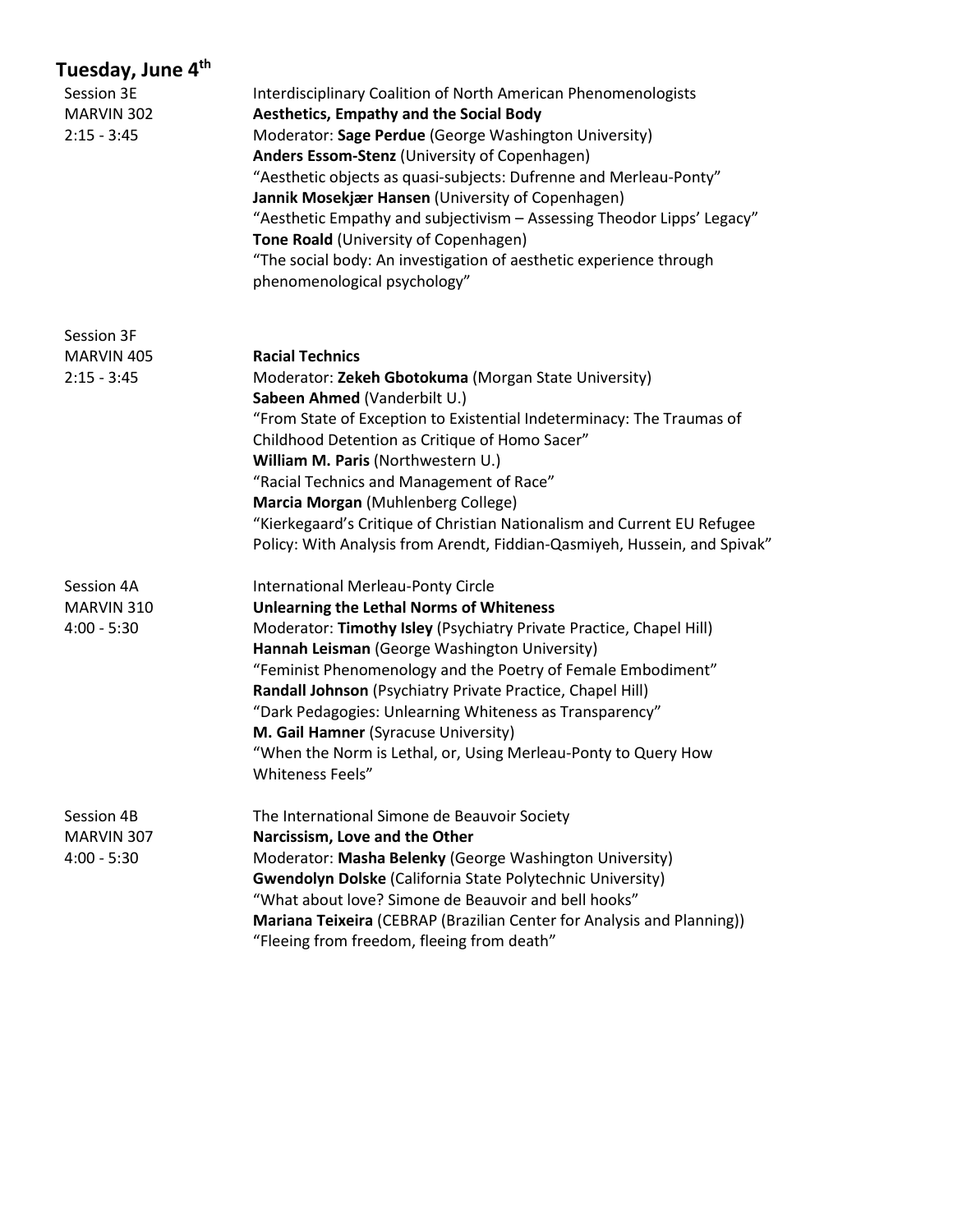## Tuesday, June 4th

**Session 3E**
MARVIN 302
2:15 - 3:45

Interdisciplinary Coalition of North American Phenomenologists
**Aesthetics, Empathy and the Social Body**
Moderator: **Sage Perdue** (George Washington University)
**Anders Essom-Stenz** (University of Copenhagen)
"Aesthetic objects as quasi-subjects: Dufrenne and Merleau-Ponty"
**Jannik Mosekjær Hansen** (University of Copenhagen)
"Aesthetic Empathy and subjectivism – Assessing Theodor Lipps' Legacy"
**Tone Roald** (University of Copenhagen)
"The social body: An investigation of aesthetic experience through phenomenological psychology"

**Session 3F**
MARVIN 405
2:15 - 3:45

**Racial Technics**
Moderator: **Zekeh Gbotokuma** (Morgan State University)
**Sabeen Ahmed** (Vanderbilt U.)
"From State of Exception to Existential Indeterminacy: The Traumas of Childhood Detention as Critique of Homo Sacer"
**William M. Paris** (Northwestern U.)
"Racial Technics and Management of Race"
**Marcia Morgan** (Muhlenberg College)
"Kierkegaard's Critique of Christian Nationalism and Current EU Refugee Policy: With Analysis from Arendt, Fiddian-Qasmiyeh, Hussein, and Spivak"

**Session 4A**
MARVIN 310
4:00 - 5:30

International Merleau-Ponty Circle
**Unlearning the Lethal Norms of Whiteness**
Moderator: **Timothy Isley** (Psychiatry Private Practice, Chapel Hill)
**Hannah Leisman** (George Washington University)
"Feminist Phenomenology and the Poetry of Female Embodiment"
**Randall Johnson** (Psychiatry Private Practice, Chapel Hill)
"Dark Pedagogies: Unlearning Whiteness as Transparency"
**M. Gail Hamner** (Syracuse University)
"When the Norm is Lethal, or, Using Merleau-Ponty to Query How Whiteness Feels"

**Session 4B**
MARVIN 307
4:00 - 5:30

The International Simone de Beauvoir Society
**Narcissism, Love and the Other**
Moderator: **Masha Belenky** (George Washington University)
**Gwendolyn Dolske** (California State Polytechnic University)
"What about love? Simone de Beauvoir and bell hooks"
**Mariana Teixeira** (CEBRAP (Brazilian Center for Analysis and Planning))
"Fleeing from freedom, fleeing from death"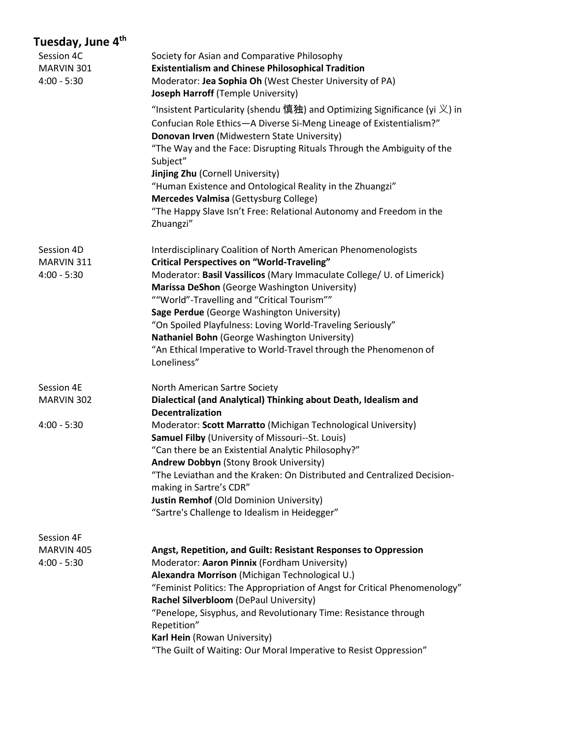## Tuesday, June 4th

Session 4C
MARVIN 301
4:00 - 5:30

Society for Asian and Comparative Philosophy
**Existentialism and Chinese Philosophical Tradition**
Moderator: **Jea Sophia Oh** (West Chester University of PA)
**Joseph Harroff** (Temple University)
"Insistent Particularity (shendu 慎独) and Optimizing Significance (yi 义) in Confucian Role Ethics—A Diverse Si-Meng Lineage of Existentialism?"
**Donovan Irven** (Midwestern State University)
"The Way and the Face: Disrupting Rituals Through the Ambiguity of the Subject"
**Jinjing Zhu** (Cornell University)
"Human Existence and Ontological Reality in the Zhuangzi"
**Mercedes Valmisa** (Gettysburg College)
"The Happy Slave Isn't Free: Relational Autonomy and Freedom in the Zhuangzi"

Session 4D
MARVIN 311
4:00 - 5:30

Interdisciplinary Coalition of North American Phenomenologists
**Critical Perspectives on "World-Traveling"**
Moderator: **Basil Vassilicos** (Mary Immaculate College/ U. of Limerick)
**Marissa DeShon** (George Washington University)
""World"-Travelling and "Critical Tourism""
**Sage Perdue** (George Washington University)
"On Spoiled Playfulness: Loving World-Traveling Seriously"
**Nathaniel Bohn** (George Washington University)
"An Ethical Imperative to World-Travel through the Phenomenon of Loneliness"

Session 4E
MARVIN 302
4:00 - 5:30

North American Sartre Society
**Dialectical (and Analytical) Thinking about Death, Idealism and Decentralization**
Moderator: **Scott Marratto** (Michigan Technological University)
**Samuel Filby** (University of Missouri--St. Louis)
"Can there be an Existential Analytic Philosophy?"
**Andrew Dobbyn** (Stony Brook University)
"The Leviathan and the Kraken: On Distributed and Centralized Decision-making in Sartre's CDR"
**Justin Remhof** (Old Dominion University)
"Sartre's Challenge to Idealism in Heidegger"

Session 4F
MARVIN 405
4:00 - 5:30

**Angst, Repetition, and Guilt: Resistant Responses to Oppression**
Moderator: **Aaron Pinnix** (Fordham University)
**Alexandra Morrison** (Michigan Technological U.)
"Feminist Politics: The Appropriation of Angst for Critical Phenomenology"
**Rachel Silverbloom** (DePaul University)
"Penelope, Sisyphus, and Revolutionary Time: Resistance through Repetition"
**Karl Hein** (Rowan University)
"The Guilt of Waiting: Our Moral Imperative to Resist Oppression"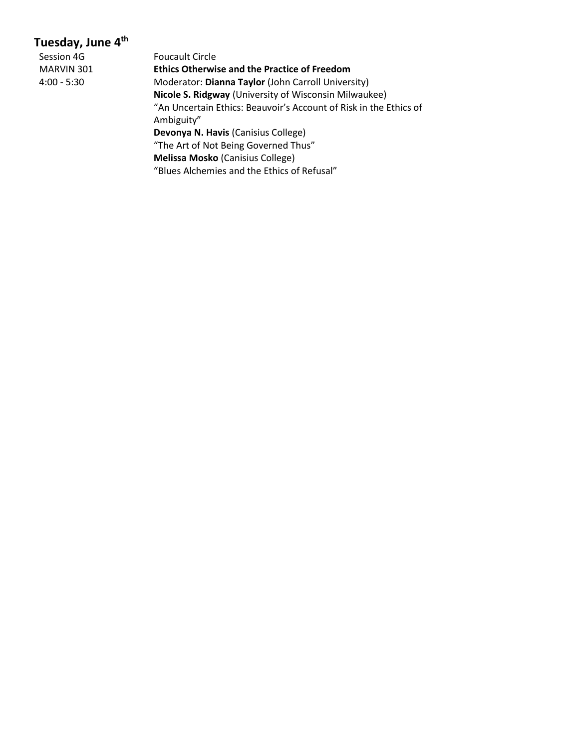## Tuesday, June 4th

Session 4G
MARVIN 301
4:00 - 5:30

Foucault Circle

**Ethics Otherwise and the Practice of Freedom**

Moderator: **Dianna Taylor** (John Carroll University)

**Nicole S. Ridgway** (University of Wisconsin Milwaukee)
"An Uncertain Ethics: Beauvoir's Account of Risk in the Ethics of Ambiguity"

**Devonya N. Havis** (Canisius College)
"The Art of Not Being Governed Thus"

**Melissa Mosko** (Canisius College)
"Blues Alchemies and the Ethics of Refusal"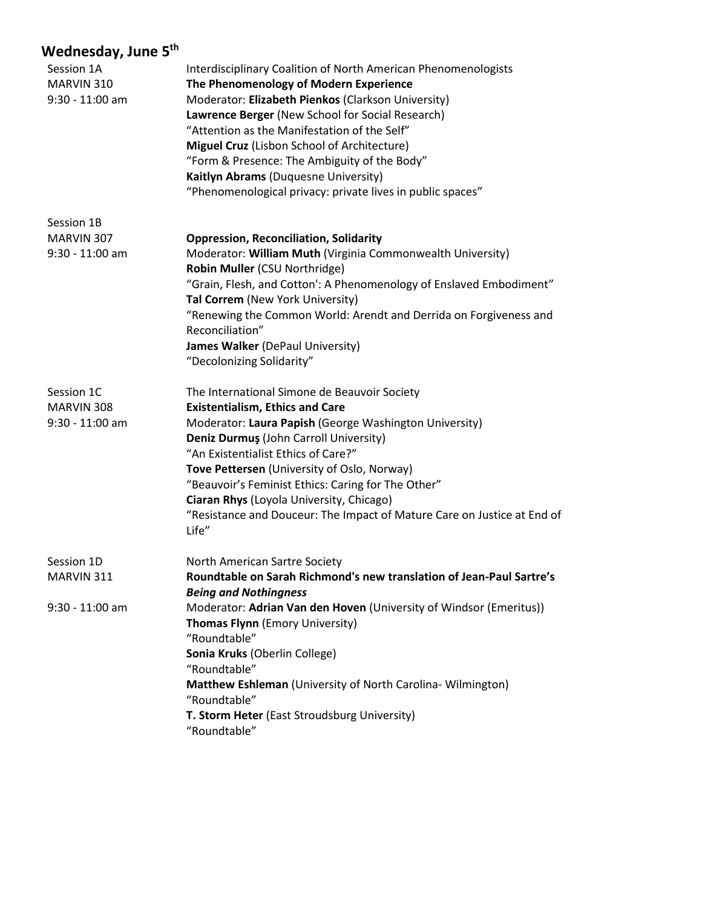## Wednesday, June 5th

Session 1A
MARVIN 310
9:30 - 11:00 am

Interdisciplinary Coalition of North American Phenomenologists
**The Phenomenology of Modern Experience**
Moderator: **Elizabeth Pienkos** (Clarkson University)
**Lawrence Berger** (New School for Social Research)
"Attention as the Manifestation of the Self"
**Miguel Cruz** (Lisbon School of Architecture)
"Form & Presence: The Ambiguity of the Body"
**Kaitlyn Abrams** (Duquesne University)
"Phenomenological privacy: private lives in public spaces"

Session 1B
MARVIN 307
9:30 - 11:00 am

**Oppression, Reconciliation, Solidarity**
Moderator: **William Muth** (Virginia Commonwealth University)
**Robin Muller** (CSU Northridge)
"Grain, Flesh, and Cotton': A Phenomenology of Enslaved Embodiment"
**Tal Correm** (New York University)
"Renewing the Common World: Arendt and Derrida on Forgiveness and Reconciliation"
**James Walker** (DePaul University)
"Decolonizing Solidarity"

Session 1C
MARVIN 308
9:30 - 11:00 am

The International Simone de Beauvoir Society
**Existentialism, Ethics and Care**
Moderator: **Laura Papish** (George Washington University)
**Deniz Durmuş** (John Carroll University)
"An Existentialist Ethics of Care?"
**Tove Pettersen** (University of Oslo, Norway)
"Beauvoir's Feminist Ethics: Caring for The Other"
**Ciaran Rhys** (Loyola University, Chicago)
"Resistance and Douceur: The Impact of Mature Care on Justice at End of Life"

Session 1D
MARVIN 311
9:30 - 11:00 am

North American Sartre Society
**Roundtable on Sarah Richmond's new translation of Jean-Paul Sartre's *Being and Nothingness***
Moderator: **Adrian Van den Hoven** (University of Windsor (Emeritus))
**Thomas Flynn** (Emory University)
"Roundtable"
**Sonia Kruks** (Oberlin College)
"Roundtable"
**Matthew Eshleman** (University of North Carolina- Wilmington)
"Roundtable"
**T. Storm Heter** (East Stroudsburg University)
"Roundtable"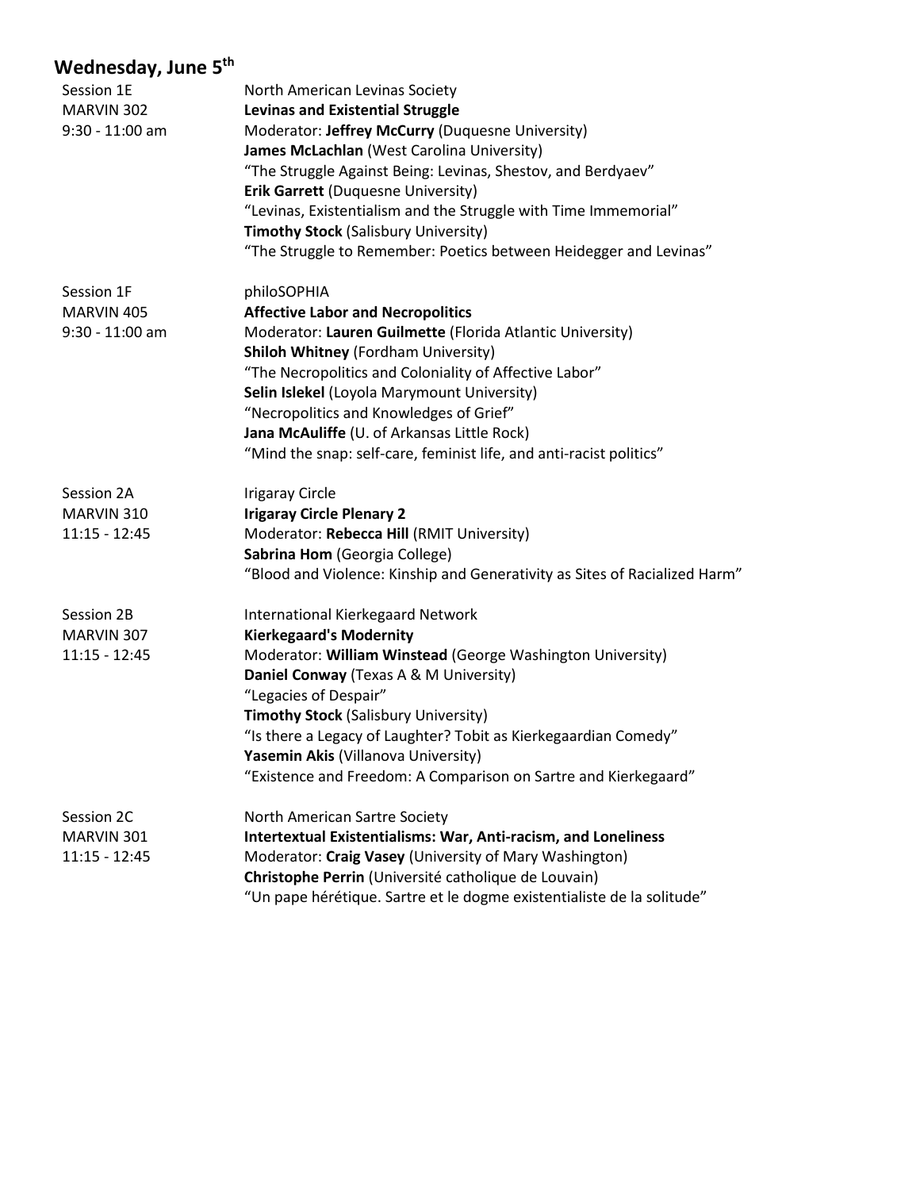## Wednesday, June 5th

Session 1E
MARVIN 302
9:30 - 11:00 am

North American Levinas Society
**Levinas and Existential Struggle**
Moderator: **Jeffrey McCurry** (Duquesne University)
**James McLachlan** (West Carolina University)
"The Struggle Against Being: Levinas, Shestov, and Berdyaev"
**Erik Garrett** (Duquesne University)
"Levinas, Existentialism and the Struggle with Time Immemorial"
**Timothy Stock** (Salisbury University)
"The Struggle to Remember: Poetics between Heidegger and Levinas"

Session 1F
MARVIN 405
9:30 - 11:00 am

philoSOPHIA
**Affective Labor and Necropolitics**
Moderator: **Lauren Guilmette** (Florida Atlantic University)
**Shiloh Whitney** (Fordham University)
"The Necropolitics and Coloniality of Affective Labor"
**Selin Islekel** (Loyola Marymount University)
"Necropolitics and Knowledges of Grief"
**Jana McAuliffe** (U. of Arkansas Little Rock)
"Mind the snap: self-care, feminist life, and anti-racist politics"

Session 2A
MARVIN 310
11:15 - 12:45

Irigaray Circle
**Irigaray Circle Plenary 2**
Moderator: **Rebecca Hill** (RMIT University)
**Sabrina Hom** (Georgia College)
"Blood and Violence: Kinship and Generativity as Sites of Racialized Harm"

Session 2B
MARVIN 307
11:15 - 12:45

International Kierkegaard Network
**Kierkegaard's Modernity**
Moderator: **William Winstead** (George Washington University)
**Daniel Conway** (Texas A & M University)
"Legacies of Despair"
**Timothy Stock** (Salisbury University)
"Is there a Legacy of Laughter? Tobit as Kierkegaardian Comedy"
**Yasemin Akis** (Villanova University)
"Existence and Freedom: A Comparison on Sartre and Kierkegaard"

Session 2C
MARVIN 301
11:15 - 12:45

North American Sartre Society
**Intertextual Existentialisms: War, Anti-racism, and Loneliness**
Moderator: **Craig Vasey** (University of Mary Washington)
**Christophe Perrin** (Université catholique de Louvain)
"Un pape hérétique. Sartre et le dogme existentialiste de la solitude"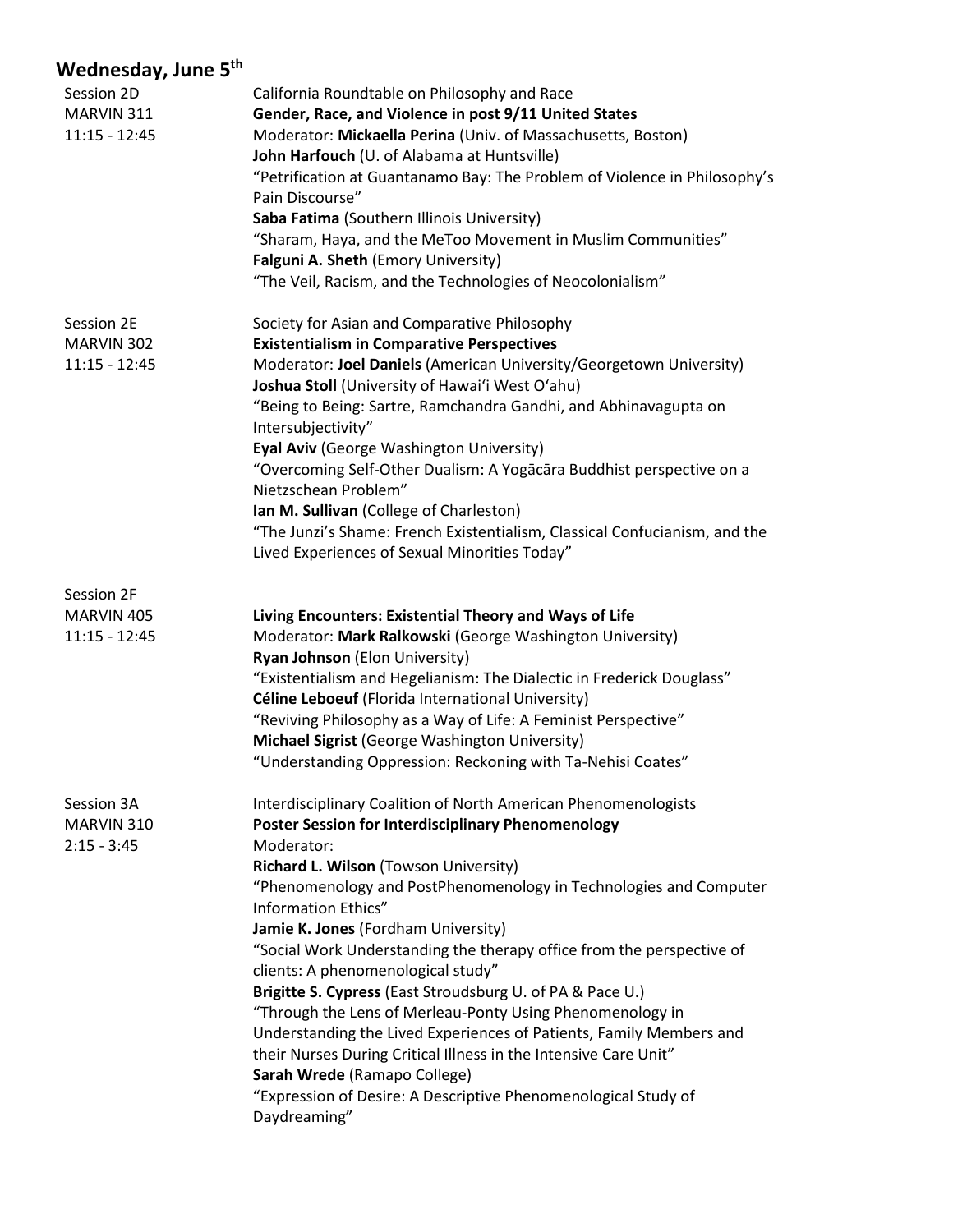## Wednesday, June 5th

**Session 2D**
MARVIN 311
11:15 - 12:45

California Roundtable on Philosophy and Race
**Gender, Race, and Violence in post 9/11 United States**
Moderator: **Mickaella Perina** (Univ. of Massachusetts, Boston)
**John Harfouch** (U. of Alabama at Huntsville)
"Petrification at Guantanamo Bay: The Problem of Violence in Philosophy's Pain Discourse"
**Saba Fatima** (Southern Illinois University)
"Sharam, Haya, and the MeToo Movement in Muslim Communities"
**Falguni A. Sheth** (Emory University)
"The Veil, Racism, and the Technologies of Neocolonialism"

**Session 2E**
MARVIN 302
11:15 - 12:45

Society for Asian and Comparative Philosophy
**Existentialism in Comparative Perspectives**
Moderator: **Joel Daniels** (American University/Georgetown University)
**Joshua Stoll** (University of Hawaiʻi West Oʻahu)
"Being to Being: Sartre, Ramchandra Gandhi, and Abhinavagupta on Intersubjectivity"
**Eyal Aviv** (George Washington University)
"Overcoming Self-Other Dualism: A Yogācāra Buddhist perspective on a Nietzschean Problem"
**Ian M. Sullivan** (College of Charleston)
"The Junzi's Shame: French Existentialism, Classical Confucianism, and the Lived Experiences of Sexual Minorities Today"

**Session 2F**
MARVIN 405
11:15 - 12:45

**Living Encounters: Existential Theory and Ways of Life**
Moderator: **Mark Ralkowski** (George Washington University)
**Ryan Johnson** (Elon University)
"Existentialism and Hegelianism: The Dialectic in Frederick Douglass"
**Céline Leboeuf** (Florida International University)
"Reviving Philosophy as a Way of Life: A Feminist Perspective"
**Michael Sigrist** (George Washington University)
"Understanding Oppression: Reckoning with Ta-Nehisi Coates"

**Session 3A**
MARVIN 310
2:15 - 3:45

Interdisciplinary Coalition of North American Phenomenologists
**Poster Session for Interdisciplinary Phenomenology**
Moderator:
**Richard L. Wilson** (Towson University)
"Phenomenology and PostPhenomenology in Technologies and Computer Information Ethics"
**Jamie K. Jones** (Fordham University)
"Social Work Understanding the therapy office from the perspective of clients: A phenomenological study"
**Brigitte S. Cypress** (East Stroudsburg U. of PA & Pace U.)
"Through the Lens of Merleau-Ponty Using Phenomenology in Understanding the Lived Experiences of Patients, Family Members and their Nurses During Critical Illness in the Intensive Care Unit"
**Sarah Wrede** (Ramapo College)
"Expression of Desire: A Descriptive Phenomenological Study of Daydreaming"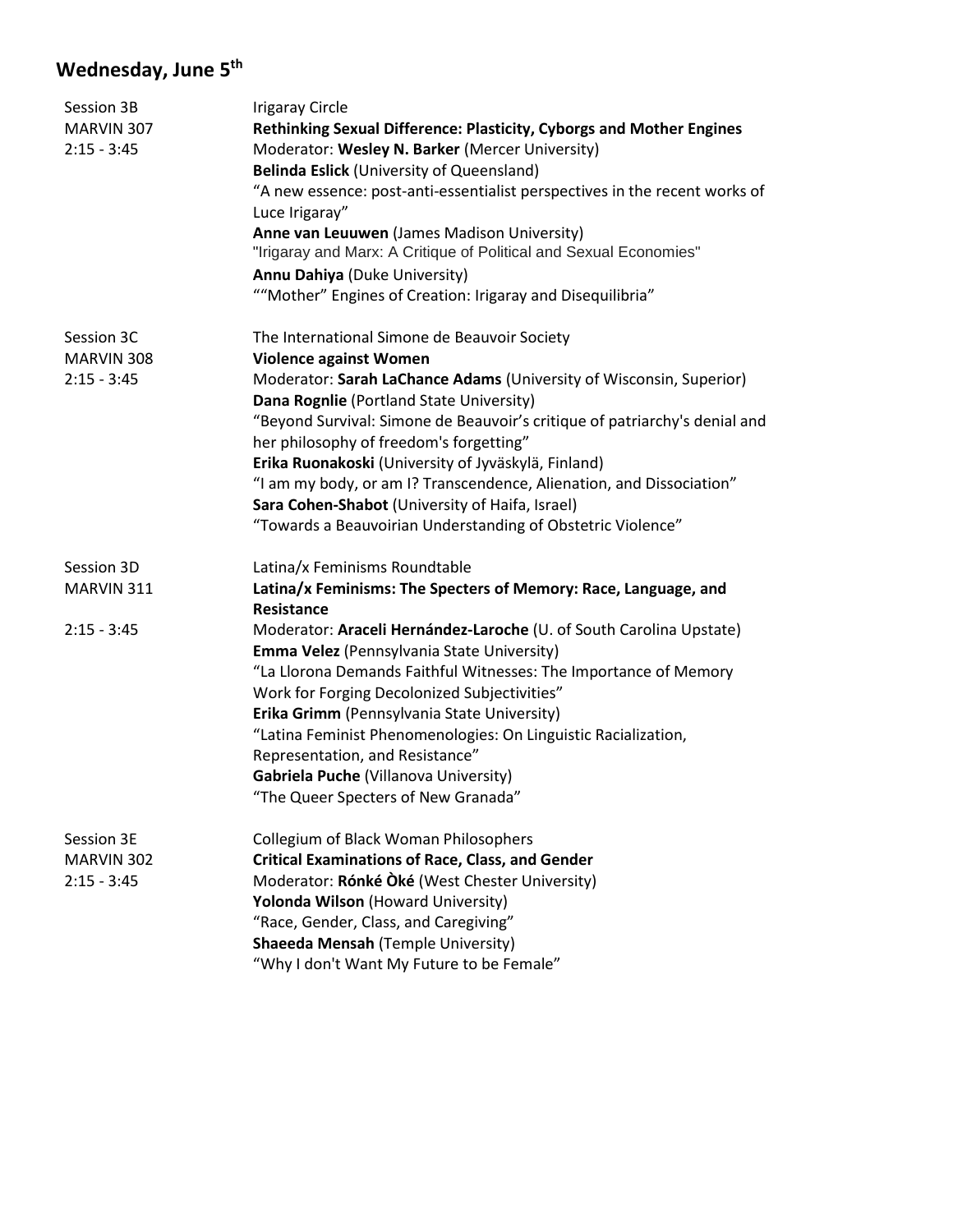## Wednesday, June 5th

| | |
|---|---|
| Session 3B<br>MARVIN 307<br>2:15 - 3:45 | Irigaray Circle<br>**Rethinking Sexual Difference: Plasticity, Cyborgs and Mother Engines**<br>Moderator: **Wesley N. Barker** (Mercer University)<br>**Belinda Eslick** (University of Queensland)<br>"A new essence: post-anti-essentialist perspectives in the recent works of Luce Irigaray"<br>**Anne van Leeuwen** (James Madison University)<br>"Irigaray and Marx: A Critique of Political and Sexual Economies"<br>**Annu Dahiya** (Duke University)<br>""Mother" Engines of Creation: Irigaray and Disequilibria" |
| Session 3C<br>MARVIN 308<br>2:15 - 3:45 | The International Simone de Beauvoir Society<br>**Violence against Women**<br>Moderator: **Sarah LaChance Adams** (University of Wisconsin, Superior)<br>**Dana Rognlie** (Portland State University)<br>"Beyond Survival: Simone de Beauvoir's critique of patriarchy's denial and her philosophy of freedom's forgetting"<br>**Erika Ruonakoski** (University of Jyväskylä, Finland)<br>"I am my body, or am I? Transcendence, Alienation, and Dissociation"<br>**Sara Cohen-Shabot** (University of Haifa, Israel)<br>"Towards a Beauvoirian Understanding of Obstetric Violence" |
| Session 3D<br>MARVIN 311<br>2:15 - 3:45 | Latina/x Feminisms Roundtable<br>**Latina/x Feminisms: The Specters of Memory: Race, Language, and Resistance**<br>Moderator: **Araceli Hernández-Laroche** (U. of South Carolina Upstate)<br>**Emma Velez** (Pennsylvania State University)<br>"La Llorona Demands Faithful Witnesses: The Importance of Memory Work for Forging Decolonized Subjectivities"<br>**Erika Grimm** (Pennsylvania State University)<br>"Latina Feminist Phenomenologies: On Linguistic Racialization, Representation, and Resistance"<br>**Gabriela Puche** (Villanova University)<br>"The Queer Specters of New Granada" |
| Session 3E<br>MARVIN 302<br>2:15 - 3:45 | Collegium of Black Woman Philosophers<br>**Critical Examinations of Race, Class, and Gender**<br>Moderator: **Rónké Òké** (West Chester University)<br>**Yolonda Wilson** (Howard University)<br>"Race, Gender, Class, and Caregiving"<br>**Shaeeda Mensah** (Temple University)<br>"Why I don't Want My Future to be Female" |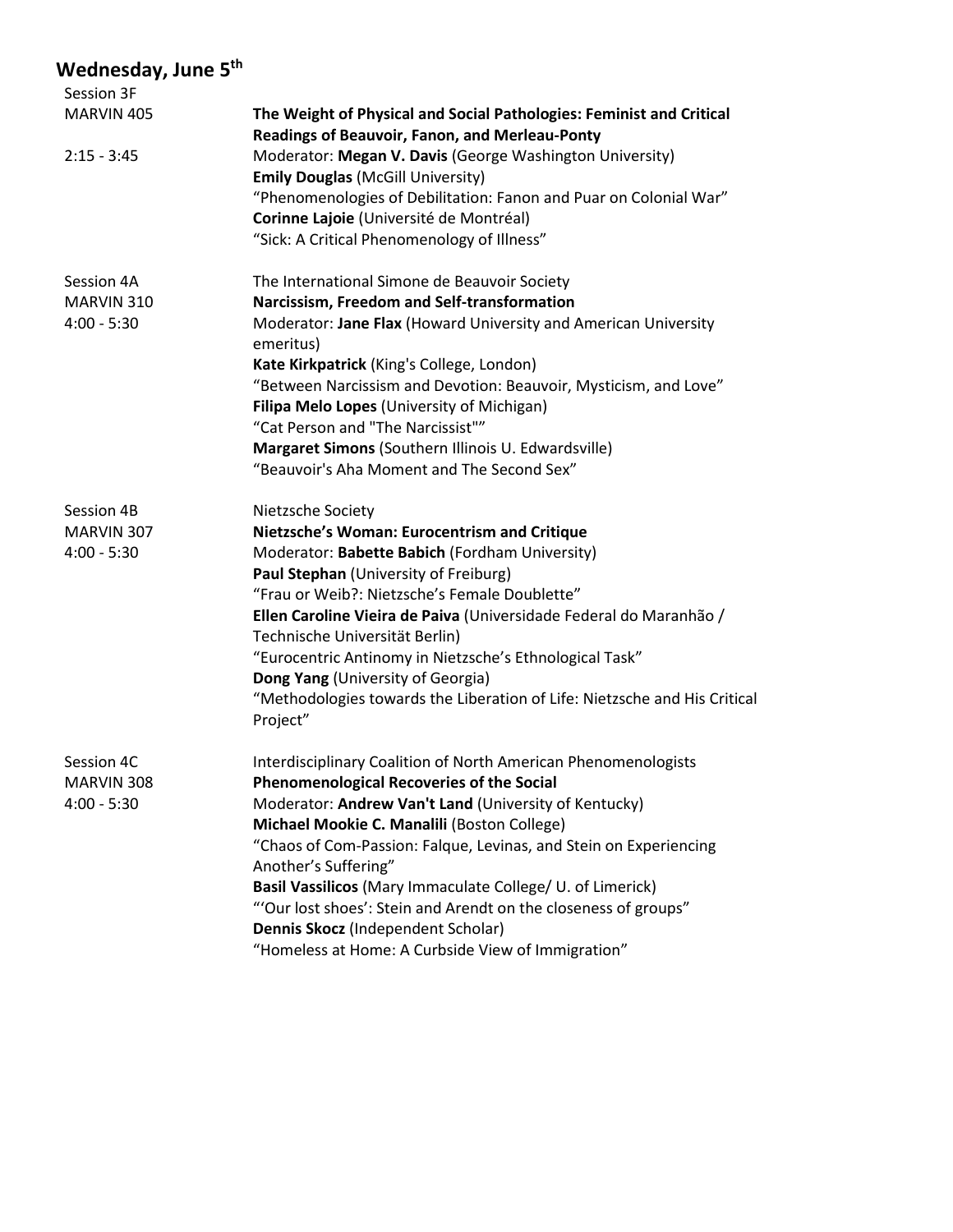## Wednesday, June 5th

Session 3F
MARVIN 405
2:15 - 3:45

**The Weight of Physical and Social Pathologies: Feminist and Critical Readings of Beauvoir, Fanon, and Merleau-Ponty**

Moderator: **Megan V. Davis** (George Washington University)

**Emily Douglas** (McGill University)
"Phenomenologies of Debilitation: Fanon and Puar on Colonial War"

**Corinne Lajoie** (Université de Montréal)
"Sick: A Critical Phenomenology of Illness"

Session 4A
MARVIN 310
4:00 - 5:30

The International Simone de Beauvoir Society
**Narcissism, Freedom and Self-transformation**

Moderator: **Jane Flax** (Howard University and American University emeritus)

**Kate Kirkpatrick** (King's College, London)
"Between Narcissism and Devotion: Beauvoir, Mysticism, and Love"

**Filipa Melo Lopes** (University of Michigan)
"Cat Person and "The Narcissist""

**Margaret Simons** (Southern Illinois U. Edwardsville)
"Beauvoir's Aha Moment and The Second Sex"

Session 4B
MARVIN 307
4:00 - 5:30

Nietzsche Society
**Nietzsche's Woman: Eurocentrism and Critique**

Moderator: **Babette Babich** (Fordham University)

**Paul Stephan** (University of Freiburg)
"Frau or Weib?: Nietzsche's Female Doublette"

**Ellen Caroline Vieira de Paiva** (Universidade Federal do Maranhão / Technische Universität Berlin)
"Eurocentric Antinomy in Nietzsche's Ethnological Task"

**Dong Yang** (University of Georgia)
"Methodologies towards the Liberation of Life: Nietzsche and His Critical Project"

Session 4C
MARVIN 308
4:00 - 5:30

Interdisciplinary Coalition of North American Phenomenologists
**Phenomenological Recoveries of the Social**

Moderator: **Andrew Van't Land** (University of Kentucky)

**Michael Mookie C. Manalili** (Boston College)
"Chaos of Com-Passion: Falque, Levinas, and Stein on Experiencing Another's Suffering"

**Basil Vassilicos** (Mary Immaculate College/ U. of Limerick)
"'Our lost shoes': Stein and Arendt on the closeness of groups"

**Dennis Skocz** (Independent Scholar)
"Homeless at Home: A Curbside View of Immigration"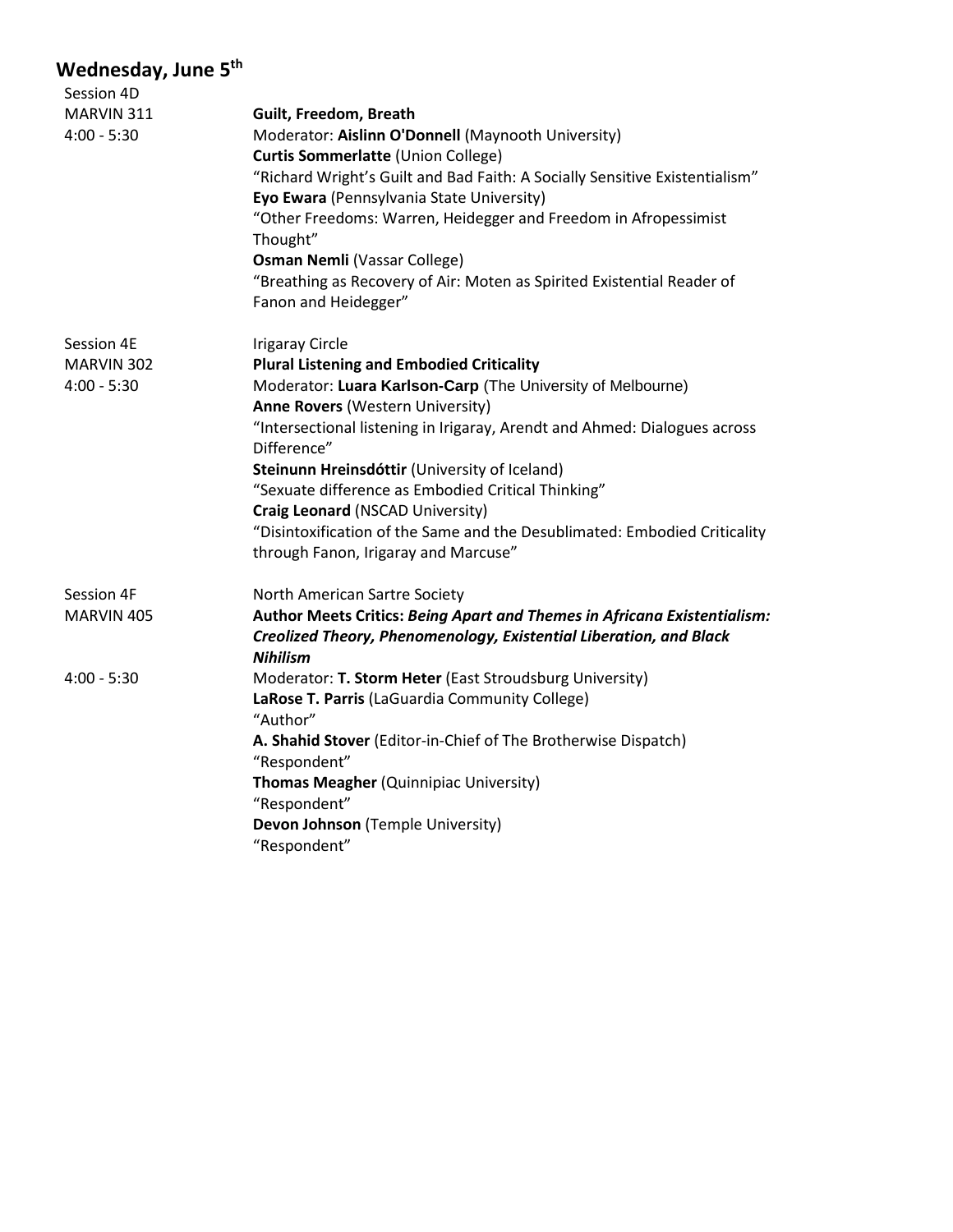## Wednesday, June 5th

Session 4D
MARVIN 311
4:00 - 5:30

**Guilt, Freedom, Breath**
Moderator: **Aislinn O'Donnell** (Maynooth University)
**Curtis Sommerlatte** (Union College)
"Richard Wright's Guilt and Bad Faith: A Socially Sensitive Existentialism"
**Eyo Ewara** (Pennsylvania State University)
"Other Freedoms: Warren, Heidegger and Freedom in Afropessimist Thought"
**Osman Nemli** (Vassar College)
"Breathing as Recovery of Air: Moten as Spirited Existential Reader of Fanon and Heidegger"

Session 4E
MARVIN 302
4:00 - 5:30

Irigaray Circle
**Plural Listening and Embodied Criticality**
Moderator: **Luara Karlson-Carp** (The University of Melbourne)
**Anne Rovers** (Western University)
"Intersectional listening in Irigaray, Arendt and Ahmed: Dialogues across Difference"
**Steinunn Hreinsdóttir** (University of Iceland)
"Sexuate difference as Embodied Critical Thinking"
**Craig Leonard** (NSCAD University)
"Disintoxification of the Same and the Desublimated: Embodied Criticality through Fanon, Irigaray and Marcuse"

Session 4F
MARVIN 405
4:00 - 5:30

North American Sartre Society
**Author Meets Critics: *Being Apart and Themes in Africana Existentialism: Creolized Theory, Phenomenology, Existential Liberation, and Black Nihilism***
Moderator: **T. Storm Heter** (East Stroudsburg University)
**LaRose T. Parris** (LaGuardia Community College)
"Author"
**A. Shahid Stover** (Editor-in-Chief of The Brotherwise Dispatch)
"Respondent"
**Thomas Meagher** (Quinnipiac University)
"Respondent"
**Devon Johnson** (Temple University)
"Respondent"